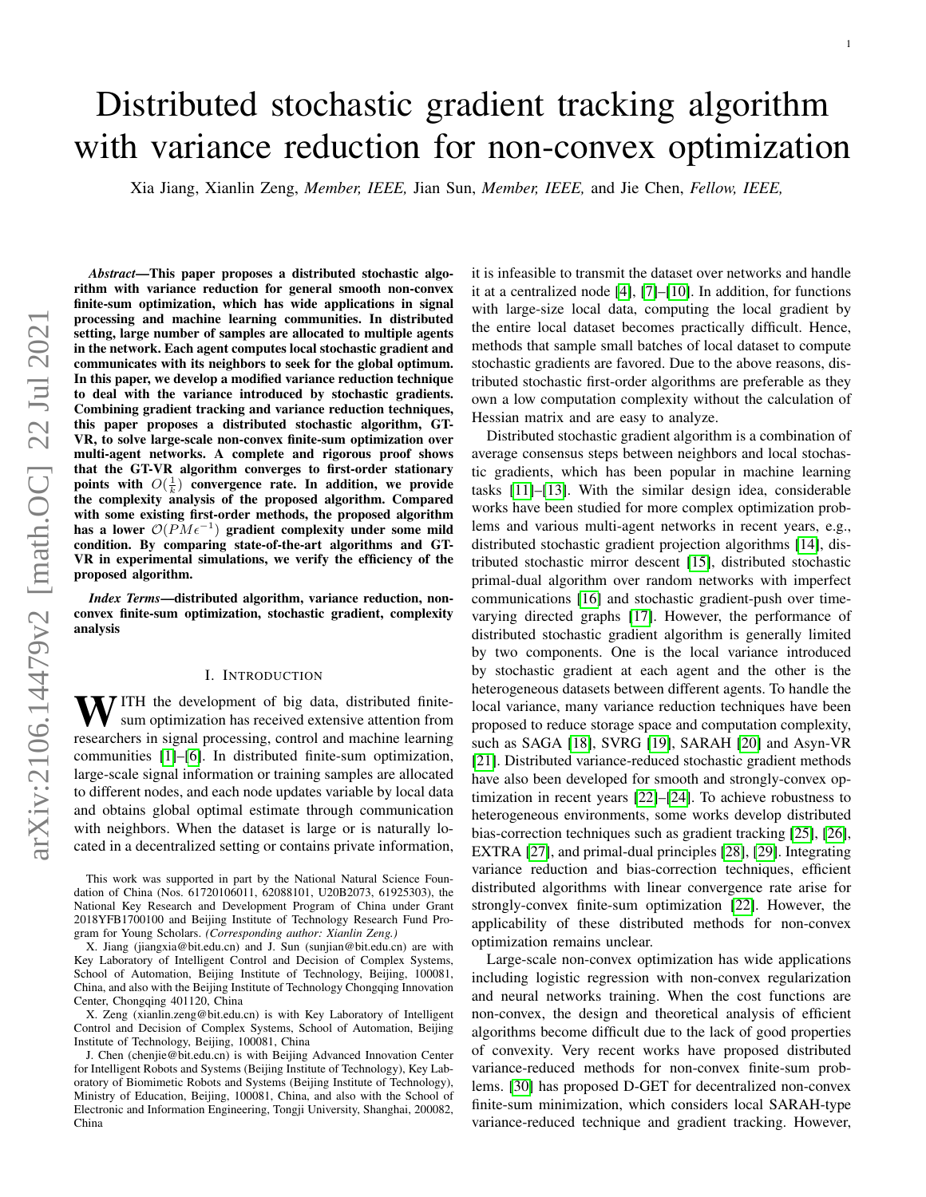# Distributed stochastic gradient tracking algorithm with variance reduction for non-convex optimization

Xia Jiang, Xianlin Zeng, *Member, IEEE,* Jian Sun, *Member, IEEE,* and Jie Chen, *Fellow, IEEE,*

***Abstract*—This paper proposes a distributed stochastic algorithm with variance reduction for general smooth non-convex finite-sum optimization, which has wide applications in signal processing and machine learning communities. In distributed setting, large number of samples are allocated to multiple agents in the network. Each agent computes local stochastic gradient and communicates with its neighbors to seek for the global optimum. In this paper, we develop a modified variance reduction technique to deal with the variance introduced by stochastic gradients. Combining gradient tracking and variance reduction techniques, this paper proposes a distributed stochastic algorithm, GT-VR, to solve large-scale non-convex finite-sum optimization over multi-agent networks. A complete and rigorous proof shows that the GT-VR algorithm converges to first-order stationary points with $O(\frac{1}{k})$ convergence rate. In addition, we provide the complexity analysis of the proposed algorithm. Compared with some existing first-order methods, the proposed algorithm has a lower $\mathcal{O}(PM\epsilon^{-1})$ gradient complexity under some mild condition. By comparing state-of-the-art algorithms and GT-VR in experimental simulations, we verify the efficiency of the proposed algorithm.**

***Index Terms*—distributed algorithm, variance reduction, non-convex finite-sum optimization, stochastic gradient, complexity analysis**

## I. Introduction

With the development of big data, distributed finite-sum optimization has received extensive attention from researchers in signal processing, control and machine learning communities [1]–[6]. In distributed finite-sum optimization, large-scale signal information or training samples are allocated to different nodes, and each node updates variable by local data and obtains global optimal estimate through communication with neighbors. When the dataset is large or is naturally located in a decentralized setting or contains private information, it is infeasible to transmit the dataset over networks and handle it at a centralized node [4], [7]–[10]. In addition, for functions with large-size local data, computing the local gradient by the entire local dataset becomes practically difficult. Hence, methods that sample small batches of local dataset to compute stochastic gradients are favored. Due to the above reasons, distributed stochastic first-order algorithms are preferable as they own a low computation complexity without the calculation of Hessian matrix and are easy to analyze.

Distributed stochastic gradient algorithm is a combination of average consensus steps between neighbors and local stochastic gradients, which has been popular in machine learning tasks [11]–[13]. With the similar design idea, considerable works have been studied for more complex optimization problems and various multi-agent networks in recent years, e.g., distributed stochastic gradient projection algorithms [14], distributed stochastic mirror descent [15], distributed stochastic primal-dual algorithm over random networks with imperfect communications [16] and stochastic gradient-push over time-varying directed graphs [17]. However, the performance of distributed stochastic gradient algorithm is generally limited by two components. One is the local variance introduced by stochastic gradient at each agent and the other is the heterogeneous datasets between different agents. To handle the local variance, many variance reduction techniques have been proposed to reduce storage space and computation complexity, such as SAGA [18], SVRG [19], SARAH [20] and Asyn-VR [21]. Distributed variance-reduced stochastic gradient methods have also been developed for smooth and strongly-convex optimization in recent years [22]–[24]. To achieve robustness to heterogeneous environments, some works develop distributed bias-correction techniques such as gradient tracking [25], [26], EXTRA [27], and primal-dual principles [28], [29]. Integrating variance reduction and bias-correction techniques, efficient distributed algorithms with linear convergence rate arise for strongly-convex finite-sum optimization [22]. However, the applicability of these distributed methods for non-convex optimization remains unclear.

Large-scale non-convex optimization has wide applications including logistic regression with non-convex regularization and neural networks training. When the cost functions are non-convex, the design and theoretical analysis of efficient algorithms become difficult due to the lack of good properties of convexity. Very recent works have proposed distributed variance-reduced methods for non-convex finite-sum problems. [30] has proposed D-GET for decentralized non-convex finite-sum minimization, which considers local SARAH-type variance-reduced technique and gradient tracking. However,

This work was supported in part by the National Natural Science Foundation of China (Nos. 61720106011, 62088101, U20B2073, 61925303), the National Key Research and Development Program of China under Grant 2018YFB1700100 and Beijing Institute of Technology Research Fund Program for Young Scholars. *(Corresponding author: Xianlin Zeng.)*

X. Jiang (jiangxia@bit.edu.cn) and J. Sun (sunjian@bit.edu.cn) are with Key Laboratory of Intelligent Control and Decision of Complex Systems, School of Automation, Beijing Institute of Technology, Beijing, 100081, China, and also with the Beijing Institute of Technology Chongqing Innovation Center, Chongqing 401120, China

X. Zeng (xianlin.zeng@bit.edu.cn) is with Key Laboratory of Intelligent Control and Decision of Complex Systems, School of Automation, Beijing Institute of Technology, Beijing, 100081, China

J. Chen (chenjie@bit.edu.cn) is with Beijing Advanced Innovation Center for Intelligent Robots and Systems (Beijing Institute of Technology), Key Laboratory of Biomimetic Robots and Systems (Beijing Institute of Technology), Ministry of Education, Beijing, 100081, China, and also with the School of Electronic and Information Engineering, Tongji University, Shanghai, 200082, China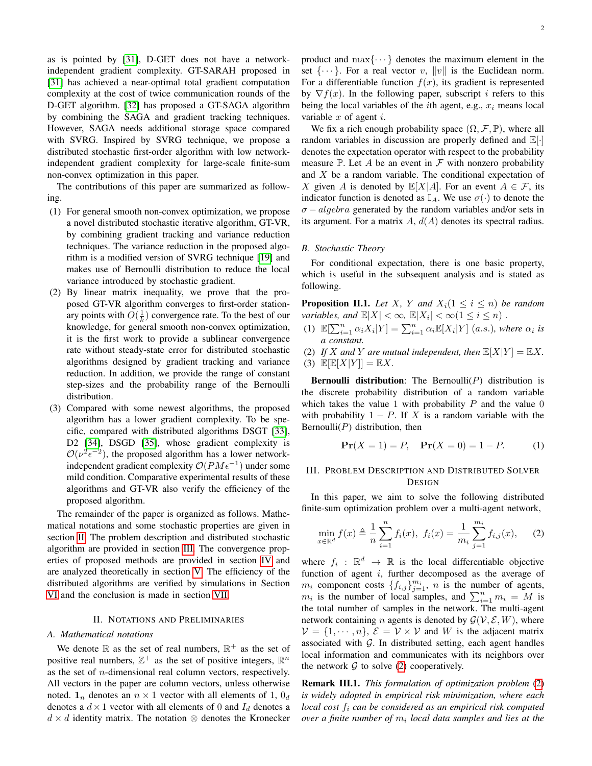as is pointed by [31], D-GET does not have a network-independent gradient complexity. GT-SARAH proposed in [31] has achieved a near-optimal total gradient computation complexity at the cost of twice communication rounds of the D-GET algorithm. [32] has proposed a GT-SAGA algorithm by combining the SAGA and gradient tracking techniques. However, SAGA needs additional storage space compared with SVRG. Inspired by SVRG technique, we propose a distributed stochastic first-order algorithm with low network-independent gradient complexity for large-scale finite-sum non-convex optimization in this paper.

The contributions of this paper are summarized as following.

(1) For general smooth non-convex optimization, we propose a novel distributed stochastic iterative algorithm, GT-VR, by combining gradient tracking and variance reduction techniques. The variance reduction in the proposed algorithm is a modified version of SVRG technique [19] and makes use of Bernoulli distribution to reduce the local variance introduced by stochastic gradient.

(2) By linear matrix inequality, we prove that the proposed GT-VR algorithm converges to first-order stationary points with $O(\frac{1}{k})$ convergence rate. To the best of our knowledge, for general smooth non-convex optimization, it is the first work to provide a sublinear convergence rate without steady-state error for distributed stochastic algorithms designed by gradient tracking and variance reduction. In addition, we provide the range of constant step-sizes and the probability range of the Bernoulli distribution.

(3) Compared with some newest algorithms, the proposed algorithm has a lower gradient complexity. To be specific, compared with distributed algorithms DSGT [33], D2 [34], DSGD [35], whose gradient complexity is $\mathcal{O}(\nu^2\epsilon^{-2})$, the proposed algorithm has a lower network-independent gradient complexity $\mathcal{O}(PM\epsilon^{-1})$ under some mild condition. Comparative experimental results of these algorithms and GT-VR also verify the efficiency of the proposed algorithm.

The remainder of the paper is organized as follows. Mathematical notations and some stochastic properties are given in section II. The problem description and distributed stochastic algorithm are provided in section III. The convergence properties of proposed methods are provided in section IV and are analyzed theoretically in section V. The efficiency of the distributed algorithms are verified by simulations in Section VI and the conclusion is made in section VII.

## II. Notations and Preliminaries

### A. Mathematical notations

We denote $\mathbb{R}$ as the set of real numbers, $\mathbb{R}^+$ as the set of positive real numbers, $\mathbb{Z}^+$ as the set of positive integers, $\mathbb{R}^n$ as the set of $n$-dimensional real column vectors, respectively. All vectors in the paper are column vectors, unless otherwise noted. $\mathbf{1}_n$ denotes an $n \times 1$ vector with all elements of 1, $0_d$ denotes a $d \times 1$ vector with all elements of 0 and $I_d$ denotes a $d \times d$ identity matrix. The notation $\otimes$ denotes the Kronecker product and $\max\{\cdots\}$ denotes the maximum element in the set $\{\cdots\}$. For a real vector $v$, $\|v\|$ is the Euclidean norm. For a differentiable function $f(x)$, its gradient is represented by $\nabla f(x)$. In the following paper, subscript $i$ refers to this being the local variables of the $i$th agent, e.g., $x_i$ means local variable $x$ of agent $i$.

We fix a rich enough probability space $(\Omega, \mathcal{F}, \mathbb{P})$, where all random variables in discussion are properly defined and $\mathbb{E}[\cdot]$ denotes the expectation operator with respect to the probability measure $\mathbb{P}$. Let $A$ be an event in $\mathcal{F}$ with nonzero probability and $X$ be a random variable. The conditional expectation of $X$ given $A$ is denoted by $\mathbb{E}[X|A]$. For an event $A \in \mathcal{F}$, its indicator function is denoted as $\mathbb{I}_A$. We use $\sigma(\cdot)$ to denote the $\sigma - algebra$ generated by the random variables and/or sets in its argument. For a matrix $A$, $d(A)$ denotes its spectral radius.

### B. Stochastic Theory

For conditional expectation, there is one basic property, which is useful in the subsequent analysis and is stated as following.

**Proposition II.1.** *Let $X$, $Y$ and $X_i (1 \leq i \leq n)$ be random variables, and $\mathbb{E}|X| < \infty$, $\mathbb{E}|X_i| < \infty (1 \leq i \leq n)$ .*

(1) *$\mathbb{E}[\sum_{i=1}^n \alpha_i X_i|Y] = \sum_{i=1}^n \alpha_i \mathbb{E}[X_i|Y]$ (a.s.), where $\alpha_i$ is a constant.*
(2) *If $X$ and $Y$ are mutual independent, then $\mathbb{E}[X|Y] = \mathbb{E}X$.*
(3) *$\mathbb{E}[\mathbb{E}[X|Y]] = \mathbb{E}X$.*

**Bernoulli distribution**: The Bernoulli($P$) distribution is the discrete probability distribution of a random variable which takes the value 1 with probability $P$ and the value 0 with probability $1 - P$. If $X$ is a random variable with the Bernoulli($P$) distribution, then

$$\mathbf{Pr}(X = 1) = P, \quad \mathbf{Pr}(X = 0) = 1 - P. \tag{1}$$

## III. Problem Description and Distributed Solver Design

In this paper, we aim to solve the following distributed finite-sum optimization problem over a multi-agent network,

$$\min_{x \in \mathbb{R}^d} f(x) \triangleq \frac{1}{n}\sum_{i=1}^n f_i(x), \; f_i(x) = \frac{1}{m_i}\sum_{j=1}^{m_i} f_{i,j}(x), \tag{2}$$

where $f_i : \mathbb{R}^d \to \mathbb{R}$ is the local differentiable objective function of agent $i$, further decomposed as the average of $m_i$ component costs $\{f_{i,j}\}_{j=1}^{m_i}$, $n$ is the number of agents, $m_i$ is the number of local samples, and $\sum_{i=1}^n m_i = M$ is the total number of samples in the network. The multi-agent network containing $n$ agents is denoted by $\mathcal{G}(\mathcal{V}, \mathcal{E}, W)$, where $\mathcal{V} = \{1, \cdots, n\}$, $\mathcal{E} = \mathcal{V} \times \mathcal{V}$ and $W$ is the adjacent matrix associated with $\mathcal{G}$. In distributed setting, each agent handles local information and communicates with its neighbors over the network $\mathcal{G}$ to solve (2) cooperatively.

**Remark III.1.** *This formulation of optimization problem (2) is widely adopted in empirical risk minimization, where each local cost $f_i$ can be considered as an empirical risk computed over a finite number of $m_i$ local data samples and lies at the*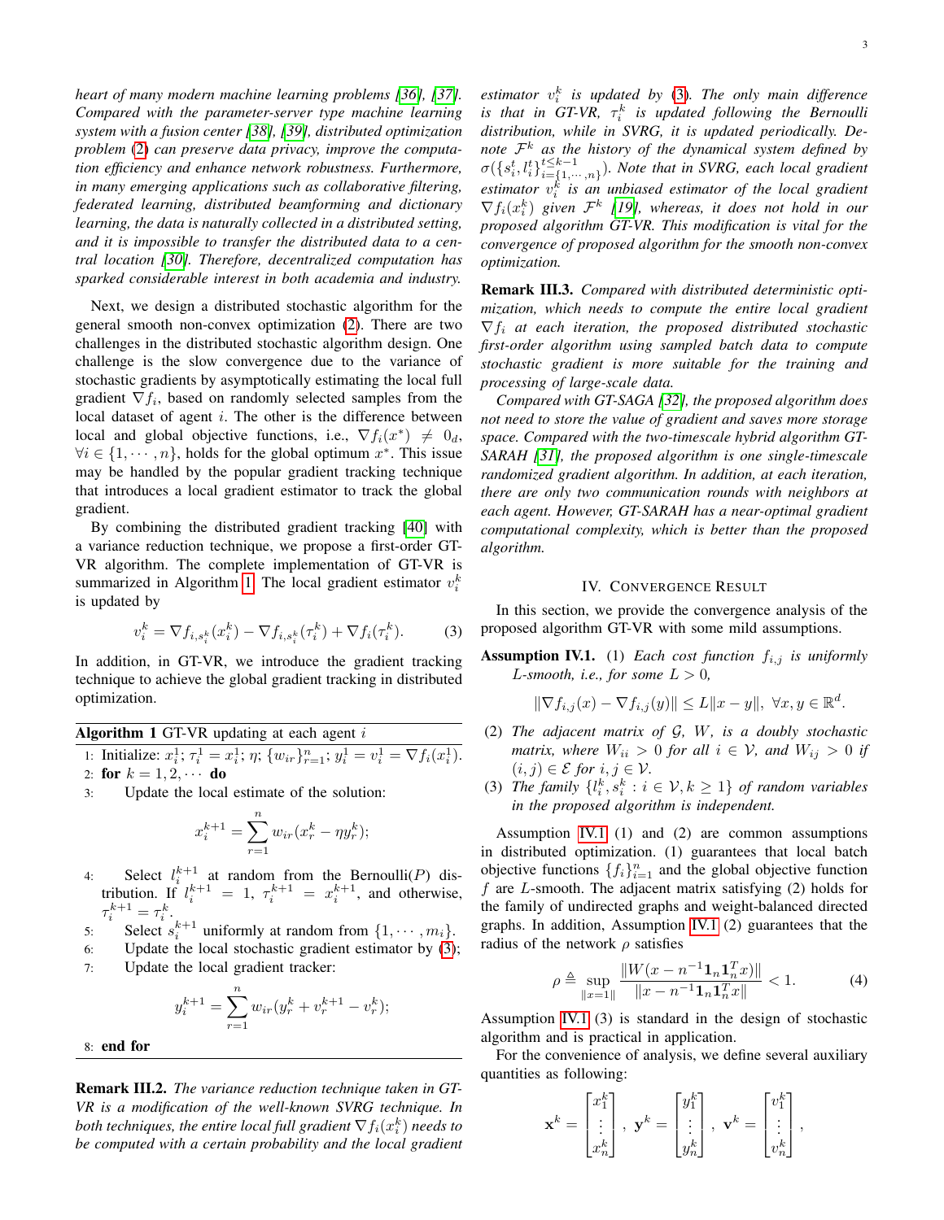*heart of many modern machine learning problems [36], [37]. Compared with the parameter-server type machine learning system with a fusion center [38], [39], distributed optimization problem (2) can preserve data privacy, improve the computation efficiency and enhance network robustness. Furthermore, in many emerging applications such as collaborative filtering, federated learning, distributed beamforming and dictionary learning, the data is naturally collected in a distributed setting, and it is impossible to transfer the distributed data to a central location [30]. Therefore, decentralized computation has sparked considerable interest in both academia and industry.*

Next, we design a distributed stochastic algorithm for the general smooth non-convex optimization (2). There are two challenges in the distributed stochastic algorithm design. One challenge is the slow convergence due to the variance of stochastic gradients by asymptotically estimating the local full gradient $\nabla f_i$, based on randomly selected samples from the local dataset of agent $i$. The other is the difference between local and global objective functions, i.e., $\nabla f_i(x^*) \neq 0_d$, $\forall i \in \{1, \cdots, n\}$, holds for the global optimum $x^*$. This issue may be handled by the popular gradient tracking technique that introduces a local gradient estimator to track the global gradient.

By combining the distributed gradient tracking [40] with a variance reduction technique, we propose a first-order GT-VR algorithm. The complete implementation of GT-VR is summarized in Algorithm 1. The local gradient estimator $v_i^k$ is updated by

$$v_i^k = \nabla f_{i,s_i^k}(x_i^k) - \nabla f_{i,s_i^k}(\tau_i^k) + \nabla f_i(\tau_i^k). \tag{3}$$

In addition, in GT-VR, we introduce the gradient tracking technique to achieve the global gradient tracking in distributed optimization.

**Algorithm 1** GT-VR updating at each agent $i$

1: Initialize: $x_i^1$; $\tau_i^1 = x_i^1$; $\eta$; $\{w_{ir}\}_{r=1}^n$; $y_i^1 = v_i^1 = \nabla f_i(x_i^1)$.
2: **for** $k = 1, 2, \cdots$ **do**
3: Update the local estimate of the solution:

$$x_i^{k+1} = \sum_{r=1}^n w_{ir}(x_r^k - \eta y_r^k);$$

4: Select $l_i^{k+1}$ at random from the Bernoulli($P$) distribution. If $l_i^{k+1} = 1$, $\tau_i^{k+1} = x_i^{k+1}$, and otherwise, $\tau_i^{k+1} = \tau_i^k$.
5: Select $s_i^{k+1}$ uniformly at random from $\{1, \cdots, m_i\}$.
6: Update the local stochastic gradient estimator by (3);
7: Update the local gradient tracker:

$$y_i^{k+1} = \sum_{r=1}^n w_{ir}(y_r^k + v_r^{k+1} - v_r^k);$$

8: **end for**

**Remark III.2.** *The variance reduction technique taken in GT-VR is a modification of the well-known SVRG technique. In both techniques, the entire local full gradient $\nabla f_i(x_i^k)$ needs to be computed with a certain probability and the local gradient estimator $v_i^k$ is updated by (3). The only main difference is that in GT-VR, $\tau_i^k$ is updated following the Bernoulli distribution, while in SVRG, it is updated periodically. Denote $\mathcal{F}^k$ as the history of the dynamical system defined by $\sigma(\{s_i^t, l_i^t\}_{i=\{1,\cdots,n\}}^{t \le k-1})$. Note that in SVRG, each local gradient estimator $v_i^k$ is an unbiased estimator of the local gradient $\nabla f_i(x_i^k)$ given $\mathcal{F}^k$ [19], whereas, it does not hold in our proposed algorithm GT-VR. This modification is vital for the convergence of proposed algorithm for the smooth non-convex optimization.*

**Remark III.3.** *Compared with distributed deterministic optimization, which needs to compute the entire local gradient $\nabla f_i$ at each iteration, the proposed distributed stochastic first-order algorithm using sampled batch data to compute stochastic gradient is more suitable for the training and processing of large-scale data.*

*Compared with GT-SAGA [32], the proposed algorithm does not need to store the value of gradient and saves more storage space. Compared with the two-timescale hybrid algorithm GT-SARAH [31], the proposed algorithm is one single-timescale randomized gradient algorithm. In addition, at each iteration, there are only two communication rounds with neighbors at each agent. However, GT-SARAH has a near-optimal gradient computational complexity, which is better than the proposed algorithm.*

## IV. Convergence Result

In this section, we provide the convergence analysis of the proposed algorithm GT-VR with some mild assumptions.

**Assumption IV.1.** (1) *Each cost function $f_{i,j}$ is uniformly $L$-smooth, i.e., for some $L > 0$,*

$$\|\nabla f_{i,j}(x) - \nabla f_{i,j}(y)\| \le L\|x - y\|, \ \forall x, y \in \mathbb{R}^d.$$

(2) *The adjacent matrix of $\mathcal{G}$, $W$, is a doubly stochastic matrix, where $W_{ii} > 0$ for all $i \in \mathcal{V}$, and $W_{ij} > 0$ if $(i,j) \in \mathcal{E}$ for $i, j \in \mathcal{V}$.*

(3) *The family $\{l_i^k, s_i^k : i \in \mathcal{V}, k \ge 1\}$ of random variables in the proposed algorithm is independent.*

Assumption IV.1 (1) and (2) are common assumptions in distributed optimization. (1) guarantees that local batch objective functions $\{f_i\}_{i=1}^n$ and the global objective function $f$ are $L$-smooth. The adjacent matrix satisfying (2) holds for the family of undirected graphs and weight-balanced directed graphs. In addition, Assumption IV.1 (2) guarantees that the radius of the network $\rho$ satisfies

$$\rho \triangleq \sup_{\|x=1\|} \frac{\|W(x - n^{-1}\mathbf{1}_n\mathbf{1}_n^T x)\|}{\|x - n^{-1}\mathbf{1}_n\mathbf{1}_n^T x\|} < 1. \tag{4}$$

Assumption IV.1 (3) is standard in the design of stochastic algorithm and is practical in application.

For the convenience of analysis, we define several auxiliary quantities as following:

$$\mathbf{x}^k = \begin{bmatrix} x_1^k \\ \vdots \\ x_n^k \end{bmatrix}, \ \mathbf{y}^k = \begin{bmatrix} y_1^k \\ \vdots \\ y_n^k \end{bmatrix}, \ \mathbf{v}^k = \begin{bmatrix} v_1^k \\ \vdots \\ v_n^k \end{bmatrix},$$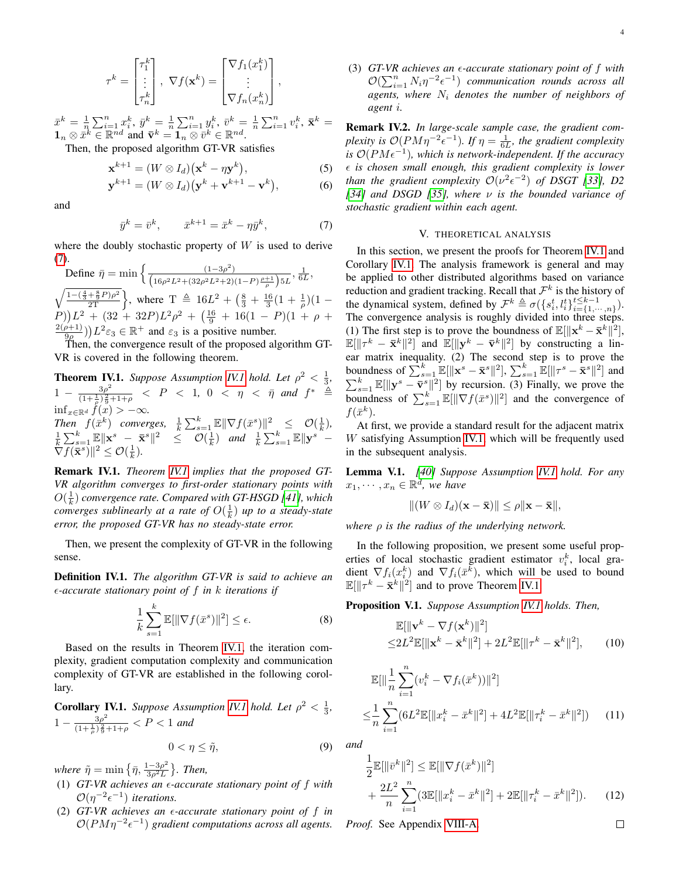$$\tau^k = \begin{bmatrix} \tau_1^k \\ \vdots \\ \tau_n^k \end{bmatrix}, \ \nabla f(\mathbf{x}^k) = \begin{bmatrix} \nabla f_1(x_1^k) \\ \vdots \\ \nabla f_n(x_n^k) \end{bmatrix},$$

$\bar{x}^k = \frac{1}{n}\sum_{i=1}^n x_i^k$, $\bar{y}^k = \frac{1}{n}\sum_{i=1}^n y_i^k$, $\bar{v}^k = \frac{1}{n}\sum_{i=1}^n v_i^k$, $\bar{\mathbf{x}}^k = \mathbf{1}_n \otimes \bar{x}^k \in \mathbb{R}^{nd}$ and $\bar{\mathbf{v}}^k = \mathbf{1}_n \otimes \bar{v}^k \in \mathbb{R}^{nd}$.

Then, the proposed algorithm GT-VR satisfies

$$\mathbf{x}^{k+1} = (W \otimes I_d)\big(\mathbf{x}^k - \eta \mathbf{y}^k\big), \tag{5}$$

$$\mathbf{y}^{k+1} = (W \otimes I_d)\big(\mathbf{y}^k + \mathbf{v}^{k+1} - \mathbf{v}^k\big), \tag{6}$$

and

$$\bar{y}^k = \bar{v}^k, \qquad \bar{x}^{k+1} = \bar{x}^k - \eta \bar{y}^k, \tag{7}$$

where the doubly stochastic property of $W$ is used to derive (7).

Define $\bar{\eta} = \min\Big\{\frac{(1-3\rho^2)}{\big(16\rho^2 L^2 + (32\rho^2 L^2 + 2)(1-P)\frac{\rho+1}{\rho}\big)5L}, \frac{1}{6L}, \sqrt{\frac{1-(\frac{4}{3}+\frac{8}{9}P)\rho^2}{2\mathrm{T}}}\Big\}$, where $\mathrm{T} \triangleq 16L^2 + \big(\frac{8}{3} + \frac{16}{3}(1+\frac{1}{\rho})(1-P)\big)L^2 + (32+32P)L^2\rho^2 + \big(\frac{16}{9} + 16(1-P)(1+\rho+\frac{2(\rho+1)}{9\rho})\big)L^2\varepsilon_3 \in \mathbb{R}^+$ and $\varepsilon_3$ is a positive number.

Then, the convergence result of the proposed algorithm GT-VR is covered in the following theorem.

**Theorem IV.1.** *Suppose Assumption IV.1 hold. Let $\rho^2 < \frac{1}{3}$, $1 - \frac{3\rho^2}{(1+\frac{1}{\rho})\frac{2}{9}+1+\rho} < P < 1$, $0 < \eta < \bar{\eta}$ and $f^* \triangleq \inf_{x\in\mathbb{R}^d} f(x) > -\infty$. Then $f(\bar{x}^k)$ converges, $\frac{1}{k}\sum_{s=1}^k \mathbb{E}\|\nabla f(\bar{x}^s)\|^2 \le \mathcal{O}(\frac{1}{k})$, $\frac{1}{k}\sum_{s=1}^k \mathbb{E}\|\mathbf{x}^s - \bar{\mathbf{x}}^s\|^2 \le \mathcal{O}(\frac{1}{k})$ and $\frac{1}{k}\sum_{s=1}^k \mathbb{E}\|\mathbf{y}^s - \nabla f(\bar{\mathbf{x}}^s)\|^2 \le \mathcal{O}(\frac{1}{k})$.*

**Remark IV.1.** *Theorem IV.1 implies that the proposed GT-VR algorithm converges to first-order stationary points with $O(\frac{1}{k})$ convergence rate. Compared with GT-HSGD [41], which converges sublinearly at a rate of $O(\frac{1}{k})$ up to a steady-state error, the proposed GT-VR has no steady-state error.*

Then, we present the complexity of GT-VR in the following sense.

**Definition IV.1.** *The algorithm GT-VR is said to achieve an $\epsilon$-accurate stationary point of $f$ in $k$ iterations if*

$$\frac{1}{k}\sum_{s=1}^k \mathbb{E}[\|\nabla f(\bar{x}^s)\|^2] \le \epsilon. \tag{8}$$

Based on the results in Theorem IV.1, the iteration complexity, gradient computation complexity and communication complexity of GT-VR are established in the following corollary.

**Corollary IV.1.** *Suppose Assumption IV.1 hold. Let $\rho^2 < \frac{1}{3}$, $1 - \frac{3\rho^2}{(1+\frac{1}{\rho})\frac{2}{9}+1+\rho} < P < 1$ and*

$$0 < \eta \le \tilde{\eta}, \tag{9}$$

*where $\tilde{\eta} = \min\{\bar{\eta}, \frac{1-3\rho^2}{3\rho^2 L}\}$. Then,*

1. *GT-VR achieves an $\epsilon$-accurate stationary point of $f$ with $\mathcal{O}(\eta^{-2}\epsilon^{-1})$ iterations.*
2. *GT-VR achieves an $\epsilon$-accurate stationary point of $f$ in $\mathcal{O}(PM\eta^{-2}\epsilon^{-1})$ gradient computations across all agents.*
3. *GT-VR achieves an $\epsilon$-accurate stationary point of $f$ with $\mathcal{O}(\sum_{i=1}^n N_i \eta^{-2}\epsilon^{-1})$ communication rounds across all agents, where $N_i$ denotes the number of neighbors of agent $i$.*

**Remark IV.2.** *In large-scale sample case, the gradient complexity is $\mathcal{O}(PM\eta^{-2}\epsilon^{-1})$. If $\eta = \frac{1}{6L}$, the gradient complexity is $\mathcal{O}(PM\epsilon^{-1})$, which is network-independent. If the accuracy $\epsilon$ is chosen small enough, this gradient complexity is lower than the gradient complexity $\mathcal{O}(\nu^2\epsilon^{-2})$ of DSGT [33], D2 [34] and DSGD [35], where $\nu$ is the bounded variance of stochastic gradient within each agent.*

## V. Theoretical Analysis

In this section, we present the proofs for Theorem IV.1 and Corollary IV.1. The analysis framework is general and may be applied to other distributed algorithms based on variance reduction and gradient tracking. Recall that $\mathcal{F}^k$ is the history of the dynamical system, defined by $\mathcal{F}^k \triangleq \sigma(\{s_i^t, l_i^t\}_{i=\{1,\cdots,n\}}^{t\le k-1})$. The convergence analysis is roughly divided into three steps. (1) The first step is to prove the boundness of $\mathbb{E}[\|\mathbf{x}^k - \bar{\mathbf{x}}^k\|^2]$, $\mathbb{E}[\|\tau^k - \bar{\mathbf{x}}^k\|^2]$ and $\mathbb{E}[\|\mathbf{y}^k - \bar{\mathbf{v}}^k\|^2]$ by constructing a linear matrix inequality. (2) The second step is to prove the boundness of $\sum_{s=1}^k \mathbb{E}[\|\mathbf{x}^s - \bar{\mathbf{x}}^s\|^2]$, $\sum_{s=1}^k \mathbb{E}[\|\tau^s - \bar{\mathbf{x}}^s\|^2]$ and $\sum_{s=1}^k \mathbb{E}[\|\mathbf{y}^s - \bar{\mathbf{v}}^s\|^2]$ by recursion. (3) Finally, we prove the boundness of $\sum_{s=1}^k \mathbb{E}[\|\nabla f(\bar{x}^s)\|^2]$ and the convergence of $f(\bar{x}^k)$.

At first, we provide a standard result for the adjacent matrix $W$ satisfying Assumption IV.1, which will be frequently used in the subsequent analysis.

**Lemma V.1.** *[40] Suppose Assumption IV.1 hold. For any $x_1, \cdots, x_n \in \mathbb{R}^d$, we have*

$$\|(W \otimes I_d)(\mathbf{x} - \bar{\mathbf{x}})\| \le \rho\|\mathbf{x} - \bar{\mathbf{x}}\|,$$

*where $\rho$ is the radius of the underlying network.*

In the following proposition, we present some useful properties of local stochastic gradient estimator $v_i^k$, local gradient $\nabla f_i(x_i^k)$ and $\nabla f_i(\bar{x}^k)$, which will be used to bound $\mathbb{E}[\|\tau^k - \bar{\mathbf{x}}^k\|^2]$ and to prove Theorem IV.1.

**Proposition V.1.** *Suppose Assumption IV.1 holds. Then,*

$$\begin{aligned}&\mathbb{E}[\|\mathbf{v}^k - \nabla f(\mathbf{x}^k)\|^2] \\ \le& 2L^2\mathbb{E}[\|\mathbf{x}^k - \bar{\mathbf{x}}^k\|^2] + 2L^2\mathbb{E}[\|\tau^k - \bar{\mathbf{x}}^k\|^2],\end{aligned} \tag{10}$$

$$\begin{aligned}&\mathbb{E}[\|\frac{1}{n}\sum_{i=1}^n (v_i^k - \nabla f_i(\bar{x}^k))\|^2] \\ \le& \frac{1}{n}\sum_{i=1}^n (6L^2\mathbb{E}[\|x_i^k - \bar{x}^k\|^2] + 4L^2\mathbb{E}[\|\tau_i^k - \bar{x}^k\|^2])\end{aligned} \tag{11}$$

*and*

$$\begin{aligned}&\frac{1}{2}\mathbb{E}[\|\bar{v}^k\|^2] \le \mathbb{E}[\|\nabla f(\bar{x}^k)\|^2] \\ &+ \frac{2L^2}{n}\sum_{i=1}^n (3\mathbb{E}[\|x_i^k - \bar{x}^k\|^2] + 2\mathbb{E}[\|\tau_i^k - \bar{x}^k\|^2]).\end{aligned} \tag{12}$$

*Proof.* See Appendix VIII-A. □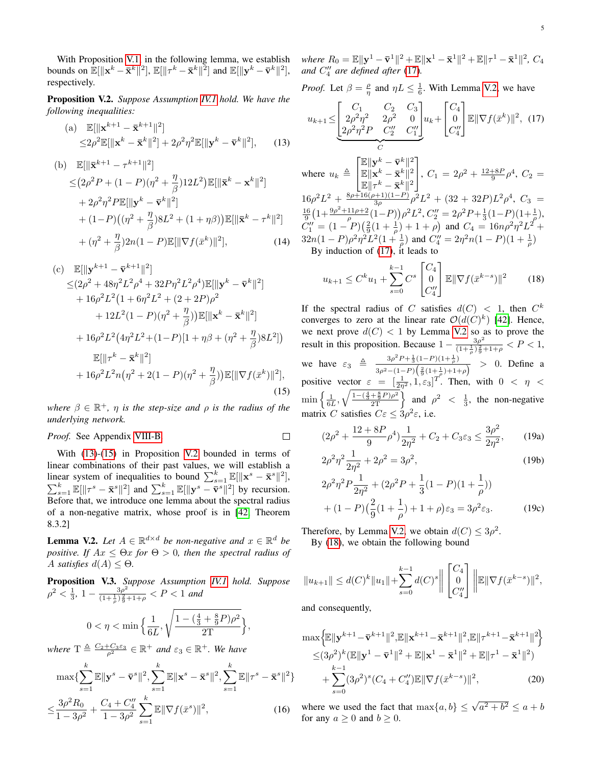With Proposition V.1, in the following lemma, we establish bounds on $\mathbb{E}[\|\mathbf{x}^k - \bar{\mathbf{x}}^k\|^2]$, $\mathbb{E}[\|\tau^k - \bar{\mathbf{x}}^k\|^2]$ and $\mathbb{E}[\|\mathbf{y}^k - \bar{\mathbf{v}}^k\|^2]$, respectively.

**Proposition V.2.** *Suppose Assumption IV.1 hold. We have the following inequalities:*

$$
\begin{aligned}
\text{(a)}\quad & \mathbb{E}[\|\mathbf{x}^{k+1} - \bar{\mathbf{x}}^{k+1}\|^2] \\
& \leq 2\rho^2\mathbb{E}[\|\mathbf{x}^k - \bar{\mathbf{x}}^k\|^2] + 2\rho^2\eta^2\mathbb{E}[\|\mathbf{y}^k - \bar{\mathbf{v}}^k\|^2], \qquad (13)
\end{aligned}
$$

$$
\begin{aligned}
\text{(b)}\quad & \mathbb{E}[\|\bar{\mathbf{x}}^{k+1} - \tau^{k+1}\|^2] \\
& \leq \big(2\rho^2 P + (1-P)(\eta^2 + \frac{\eta}{\beta})12L^2\big)\mathbb{E}[\|\bar{\mathbf{x}}^k - \mathbf{x}^k\|^2] \\
& \quad + 2\rho^2\eta^2 P\mathbb{E}[\|\mathbf{y}^k - \bar{\mathbf{v}}^k\|^2] \\
& \quad + (1-P)\big((\eta^2 + \frac{\eta}{\beta})8L^2 + (1+\eta\beta)\big)\mathbb{E}[\|\bar{\mathbf{x}}^k - \tau^k\|^2] \\
& \quad + (\eta^2 + \frac{\eta}{\beta})2n(1-P)\mathbb{E}[\|\nabla f(\bar{x}^k)\|^2], \qquad (14)
\end{aligned}
$$

$$
\begin{aligned}
\text{(c)}\quad & \mathbb{E}[\|\mathbf{y}^{k+1} - \bar{\mathbf{v}}^{k+1}\|^2] \\
& \leq (2\rho^2 + 48\eta^2L^2\rho^4 + 32P\eta^2L^2\rho^4)\mathbb{E}[\|\mathbf{y}^k - \bar{\mathbf{v}}^k\|^2] \\
& \quad + 16\rho^2L^2\big(1 + 6\eta^2L^2 + (2+2P)\rho^2 \\
& \qquad + 12L^2(1-P)(\eta^2 + \frac{\eta}{\beta})\big)\mathbb{E}[\|\mathbf{x}^k - \bar{\mathbf{x}}^k\|^2] \\
& \quad + 16\rho^2L^2\big(4\eta^2L^2 + (1-P)[1+\eta\beta + (\eta^2 + \frac{\eta}{\beta})8L^2]\big) \\
& \qquad \mathbb{E}[\|\tau^k - \bar{\mathbf{x}}^k\|^2] \\
& \quad + 16\rho^2L^2 n\big(\eta^2 + 2(1-P)(\eta^2 + \frac{\eta}{\beta})\big)\mathbb{E}[\|\nabla f(\bar{x}^k)\|^2], \qquad (15)
\end{aligned}
$$

*where $\beta \in \mathbb{R}^+$, $\eta$ is the step-size and $\rho$ is the radius of the underlying network.*

*Proof.* See Appendix VIII-B. ◻

With (13)-(15) in Proposition V.2 bounded in terms of linear combinations of their past values, we will establish a linear system of inequalities to bound $\sum_{s=1}^k \mathbb{E}[\|\mathbf{x}^s - \bar{\mathbf{x}}^s\|^2]$, $\sum_{s=1}^k \mathbb{E}[\|\tau^s - \bar{\mathbf{x}}^s\|^2]$ and $\sum_{s=1}^k \mathbb{E}[\|\mathbf{y}^s - \bar{\mathbf{v}}^s\|^2]$ by recursion. Before that, we introduce one lemma about the spectral radius of a non-negative matrix, whose proof is in [42] Theorem 8.3.2]

**Lemma V.2.** *Let $A \in \mathbb{R}^{d\times d}$ be non-negative and $x \in \mathbb{R}^d$ be positive. If $Ax \leq \Theta x$ for $\Theta > 0$, then the spectral radius of $A$ satisfies $d(A) \leq \Theta$.*

**Proposition V.3.** *Suppose Assumption IV.1 hold. Suppose $\rho^2 < \frac{1}{3}$, $1 - \frac{3\rho^2}{(1+\frac{1}{\rho})\frac{2}{9}+1+\rho} < P < 1$ and*

$$
0 < \eta < \min\Big\{\frac{1}{6L}, \sqrt{\frac{1-(\frac{4}{3}+\frac{8}{9}P)\rho^2}{2\mathrm{T}}}\Big\},
$$

*where $\mathrm{T} \triangleq \frac{C_2 + C_3\varepsilon_3}{\rho^2} \in \mathbb{R}^+$ and $\varepsilon_3 \in \mathbb{R}^+$. We have*

$$
\begin{aligned}
& \max\{\sum_{s=1}^k \mathbb{E}\|\mathbf{y}^s - \bar{\mathbf{v}}^s\|^2, \sum_{s=1}^k \mathbb{E}\|\mathbf{x}^s - \bar{\mathbf{x}}^s\|^2, \sum_{s=1}^k \mathbb{E}\|\tau^s - \bar{\mathbf{x}}^s\|^2\} \\
& \leq \frac{3\rho^2 R_0}{1-3\rho^2} + \frac{C_4 + C_4''}{1-3\rho^2}\sum_{s=1}^k \mathbb{E}\|\nabla f(\bar{x}^s)\|^2, \qquad (16)
\end{aligned}
$$

*where $R_0 = \mathbb{E}\|\mathbf{y}^1 - \bar{\mathbf{v}}^1\|^2 + \mathbb{E}\|\mathbf{x}^1 - \bar{\mathbf{x}}^1\|^2 + \mathbb{E}\|\tau^1 - \bar{\mathbf{x}}^1\|^2$, $C_4$ and $C_4''$ are defined after (17).*

*Proof.* Let $\beta = \frac{\rho}{\eta}$ and $\eta L \leq \frac{1}{6}$. With Lemma V.2, we have

$$
u_{k+1} \leq \underbrace{\begin{bmatrix} C_1 & C_2 & C_3 \\ 2\rho^2\eta^2 & 2\rho^2 & 0 \\ 2\rho^2\eta^2 P & C_2'' & C_1'' \end{bmatrix}}_{C} u_k + \begin{bmatrix} C_4 \\ 0 \\ C_4'' \end{bmatrix}\mathbb{E}\|\nabla f(\bar{x}^k)\|^2, \quad (17)
$$

where $u_k \triangleq \begin{bmatrix} \mathbb{E}\|\mathbf{y}^k - \bar{\mathbf{v}}^k\|^2 \\ \mathbb{E}\|\mathbf{x}^k - \bar{\mathbf{x}}^k\|^2 \\ \mathbb{E}\|\tau^k - \bar{\mathbf{x}}^k\|^2 \end{bmatrix}$, $C_1 = 2\rho^2 + \frac{12+8P}{9}\rho^4$, $C_2 = 16\rho^2L^2 + \frac{8\rho+16(\rho+1)(1-P)}{3\rho}\rho^2L^2 + (32+32P)L^2\rho^4$, $C_3 = \frac{16}{9}\big(1 + \frac{9\rho^2+11\rho+2}{\rho}(1-P)\big)\rho^2L^2$, $C_2'' = 2\rho^2P + \frac{1}{3}(1-P)(1+\frac{1}{\rho})$, $C_1'' = (1-P)\big(\frac{2}{9}(1+\frac{1}{\rho}) + 1 + \rho\big)$ and $C_4 = 16n\rho^2\eta^2L^2 + 32n(1-P)\rho^2\eta^2L^2(1+\frac{1}{\rho})$ and $C_4'' = 2\eta^2 n(1-P)(1+\frac{1}{\rho})$

By induction of (17), it leads to

$$
u_{k+1} \leq C^k u_1 + \sum_{s=0}^{k-1} C^s \begin{bmatrix} C_4 \\ 0 \\ C_4'' \end{bmatrix}\mathbb{E}\|\nabla f(\bar{x}^{k-s})\|^2 \qquad (18)
$$

If the spectral radius of $C$ satisfies $d(C) < 1$, then $C^k$ converges to zero at the linear rate $\mathcal{O}(d(C)^k)$ [42]. Hence, we next prove $d(C) < 1$ by Lemma V.2 so as to prove the result in this proposition. Because $1 - \frac{3\rho^2}{(1+\frac{1}{\rho})\frac{2}{9}+1+\rho} < P < 1$, we have $\varepsilon_3 \triangleq \frac{3\rho^2P + \frac{1}{3}(1-P)(1+\frac{1}{\rho})}{3\rho^2 - (1-P)\big(\frac{2}{9}(1+\frac{1}{\rho})+1+\rho\big)} > 0$. Define a positive vector $\varepsilon = [\frac{1}{2\eta^2}, 1, \varepsilon_3]^T$. Then, with $0 < \eta < \min\Big\{\frac{1}{6L}, \sqrt{\frac{1-(\frac{4}{3}+\frac{8}{9}P)\rho^2}{2\mathrm{T}}}\Big\}$ and $\rho^2 < \frac{1}{3}$, the non-negative matrix $C$ satisfies $C\varepsilon \leq 3\rho^2\varepsilon$, i.e.

$$
(2\rho^2 + \frac{12+8P}{9}\rho^4)\frac{1}{2\eta^2} + C_2 + C_3\varepsilon_3 \leq \frac{3\rho^2}{2\eta^2}, \qquad (19a)
$$

$$
2\rho^2\eta^2\frac{1}{2\eta^2} + 2\rho^2 = 3\rho^2, \qquad (19b)
$$

$$
\begin{aligned}
& 2\rho^2\eta^2P\frac{1}{2\eta^2} + (2\rho^2P + \frac{1}{3}(1-P)(1+\frac{1}{\rho})) \\
& + (1-P)\big(\frac{2}{9}(1+\frac{1}{\rho}) + 1 + \rho\big)\varepsilon_3 = 3\rho^2\varepsilon_3. \qquad (19c)
\end{aligned}
$$

Therefore, by Lemma V.2, we obtain $d(C) \leq 3\rho^2$.

By (18), we obtain the following bound

$$
\|u_{k+1}\| \leq d(C)^k\|u_1\| + \sum_{s=0}^{k-1} d(C)^s\Big\|\begin{bmatrix} C_4 \\ 0 \\ C_4'' \end{bmatrix}\Big\|\mathbb{E}\|\nabla f(\bar{x}^{k-s})\|^2,
$$

and consequently,

$$
\begin{aligned}
& \max\Big\{\mathbb{E}\|\mathbf{y}^{k+1} - \bar{\mathbf{v}}^{k+1}\|^2, \mathbb{E}\|\mathbf{x}^{k+1} - \bar{\mathbf{x}}^{k+1}\|^2, \mathbb{E}\|\tau^{k+1} - \bar{\mathbf{x}}^{k+1}\|^2\Big\} \\
& \leq (3\rho^2)^k(\mathbb{E}\|\mathbf{y}^1 - \bar{\mathbf{v}}^1\|^2 + \mathbb{E}\|\mathbf{x}^1 - \bar{\mathbf{x}}^1\|^2 + \mathbb{E}\|\tau^1 - \bar{\mathbf{x}}^1\|^2) \\
& \quad + \sum_{s=0}^{k-1}(3\rho^2)^s(C_4 + C_4'')\mathbb{E}\|\nabla f(\bar{x}^{k-s})\|^2, \qquad (20)
\end{aligned}
$$

where we used the fact that $\max\{a, b\} \leq \sqrt{a^2 + b^2} \leq a + b$ for any $a \geq 0$ and $b \geq 0$.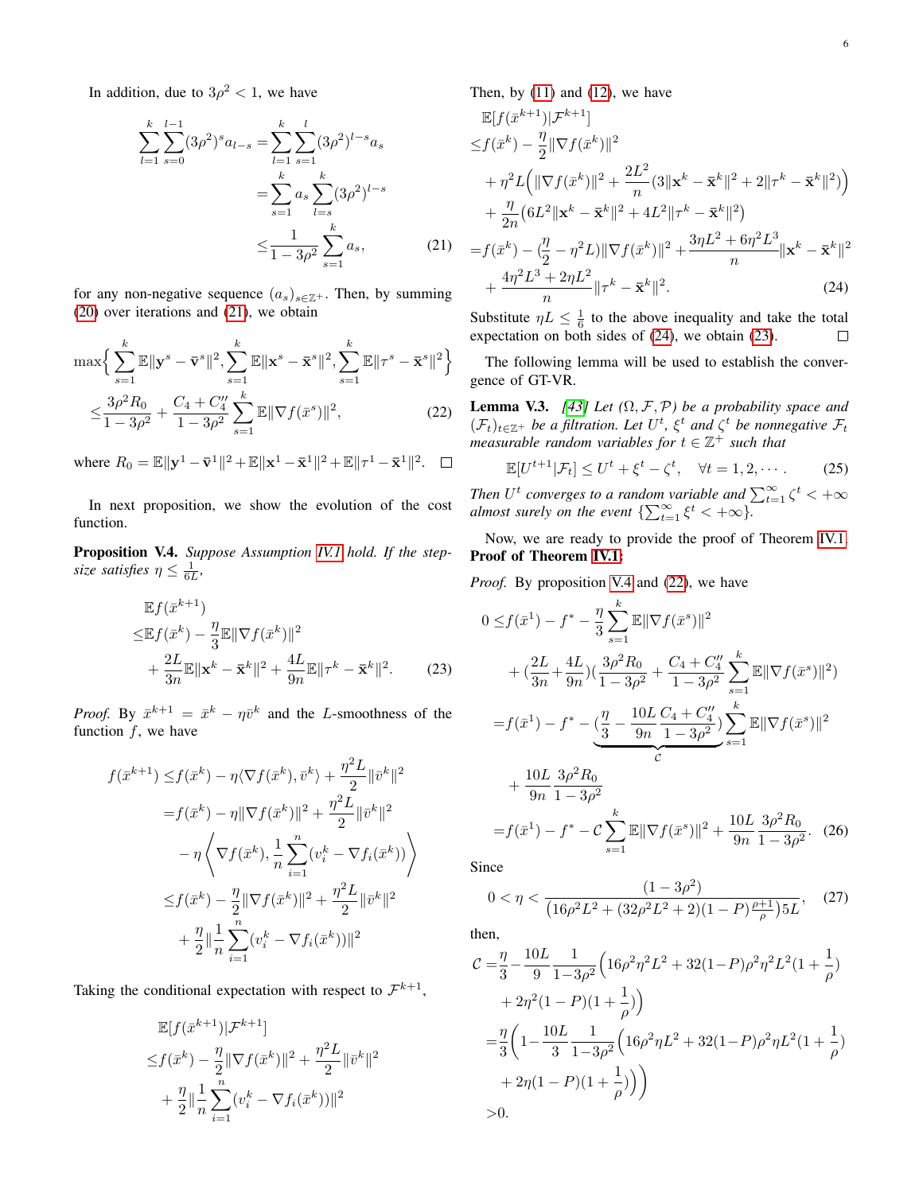In addition, due to $3\rho^2 < 1$, we have

$$
\begin{aligned}
\sum_{l=1}^{k}\sum_{s=0}^{l-1}(3\rho^2)^s a_{l-s} =& \sum_{l=1}^{k}\sum_{s=1}^{l}(3\rho^2)^{l-s}a_s \\
=& \sum_{s=1}^{k} a_s \sum_{l=s}^{k}(3\rho^2)^{l-s} \\
\leq& \frac{1}{1-3\rho^2}\sum_{s=1}^{k} a_s, \qquad (21)
\end{aligned}
$$

for any non-negative sequence $(a_s)_{s\in\mathbb{Z}^+}$. Then, by summing (20) over iterations and (21), we obtain

$$
\begin{aligned}
&\max\Big\{\sum_{s=1}^{k}\mathbb{E}\|\mathbf{y}^s - \bar{\mathbf{v}}^s\|^2, \sum_{s=1}^{k}\mathbb{E}\|\mathbf{x}^s - \bar{\mathbf{x}}^s\|^2, \sum_{s=1}^{k}\mathbb{E}\|\tau^s - \bar{\mathbf{x}}^s\|^2\Big\} \\
\leq& \frac{3\rho^2 R_0}{1-3\rho^2} + \frac{C_4 + C_4''}{1-3\rho^2}\sum_{s=1}^{k}\mathbb{E}\|\nabla f(\bar{x}^s)\|^2, \qquad (22)
\end{aligned}
$$

where $R_0 = \mathbb{E}\|\mathbf{y}^1 - \bar{\mathbf{v}}^1\|^2 + \mathbb{E}\|\mathbf{x}^1 - \bar{\mathbf{x}}^1\|^2 + \mathbb{E}\|\tau^1 - \bar{\mathbf{x}}^1\|^2$. $\square$

In next proposition, we show the evolution of the cost function.

**Proposition V.4.** *Suppose Assumption IV.1 hold. If the step-size satisfies $\eta \leq \frac{1}{6L}$,*

$$
\begin{aligned}
&\mathbb{E}f(\bar{x}^{k+1}) \\
\leq& \mathbb{E}f(\bar{x}^k) - \frac{\eta}{3}\mathbb{E}\|\nabla f(\bar{x}^k)\|^2 \\
&+ \frac{2L}{3n}\mathbb{E}\|\mathbf{x}^k - \bar{\mathbf{x}}^k\|^2 + \frac{4L}{9n}\mathbb{E}\|\tau^k - \bar{\mathbf{x}}^k\|^2. \qquad (23)
\end{aligned}
$$

*Proof.* By $\bar{x}^{k+1} = \bar{x}^k - \eta\bar{v}^k$ and the $L$-smoothness of the function $f$, we have

$$
\begin{aligned}
f(\bar{x}^{k+1}) \leq& f(\bar{x}^k) - \eta\langle\nabla f(\bar{x}^k), \bar{v}^k\rangle + \frac{\eta^2 L}{2}\|\bar{v}^k\|^2 \\
=& f(\bar{x}^k) - \eta\|\nabla f(\bar{x}^k)\|^2 + \frac{\eta^2 L}{2}\|\bar{v}^k\|^2 \\
&- \eta\left\langle \nabla f(\bar{x}^k), \frac{1}{n}\sum_{i=1}^{n}(v_i^k - \nabla f_i(\bar{x}^k))\right\rangle \\
\leq& f(\bar{x}^k) - \frac{\eta}{2}\|\nabla f(\bar{x}^k)\|^2 + \frac{\eta^2 L}{2}\|\bar{v}^k\|^2 \\
&+ \frac{\eta}{2}\|\frac{1}{n}\sum_{i=1}^{n}(v_i^k - \nabla f_i(\bar{x}^k))\|^2
\end{aligned}
$$

Taking the conditional expectation with respect to $\mathcal{F}^{k+1}$,

$$
\begin{aligned}
&\mathbb{E}[f(\bar{x}^{k+1})|\mathcal{F}^{k+1}] \\
\leq& f(\bar{x}^k) - \frac{\eta}{2}\|\nabla f(\bar{x}^k)\|^2 + \frac{\eta^2 L}{2}\|\bar{v}^k\|^2 \\
&+ \frac{\eta}{2}\|\frac{1}{n}\sum_{i=1}^{n}(v_i^k - \nabla f_i(\bar{x}^k))\|^2
\end{aligned}
$$

Then, by (11) and (12), we have

$$
\begin{aligned}
&\mathbb{E}[f(\bar{x}^{k+1})|\mathcal{F}^{k+1}] \\
\leq& f(\bar{x}^k) - \frac{\eta}{2}\|\nabla f(\bar{x}^k)\|^2 \\
&+ \eta^2 L\Big(\|\nabla f(\bar{x}^k)\|^2 + \frac{2L^2}{n}(3\|\mathbf{x}^k - \bar{\mathbf{x}}^k\|^2 + 2\|\tau^k - \bar{\mathbf{x}}^k\|^2)\Big) \\
&+ \frac{\eta}{2n}\big(6L^2\|\mathbf{x}^k - \bar{\mathbf{x}}^k\|^2 + 4L^2\|\tau^k - \bar{\mathbf{x}}^k\|^2\big) \\
=& f(\bar{x}^k) - (\frac{\eta}{2} - \eta^2 L)\|\nabla f(\bar{x}^k)\|^2 + \frac{3\eta L^2 + 6\eta^2 L^3}{n}\|\mathbf{x}^k - \bar{\mathbf{x}}^k\|^2 \\
&+ \frac{4\eta^2 L^3 + 2\eta L^2}{n}\|\tau^k - \bar{\mathbf{x}}^k\|^2. \qquad (24)
\end{aligned}
$$

Substitute $\eta L \leq \frac{1}{6}$ to the above inequality and take the total expectation on both sides of (24), we obtain (23). $\square$

The following lemma will be used to establish the convergence of GT-VR.

**Lemma V.3.** *[43] Let $(\Omega, \mathcal{F}, \mathcal{P})$ be a probability space and $(\mathcal{F}_t)_{t\in\mathbb{Z}^+}$ be a filtration. Let $U^t$, $\xi^t$ and $\zeta^t$ be nonnegative $\mathcal{F}_t$ measurable random variables for $t \in \mathbb{Z}^+$ such that*

$$
\mathbb{E}[U^{t+1}|\mathcal{F}_t] \leq U^t + \xi^t - \zeta^t, \quad \forall t = 1, 2, \cdots. \qquad (25)
$$

*Then $U^t$ converges to a random variable and $\sum_{t=1}^{\infty}\zeta^t < +\infty$ almost surely on the event $\{\sum_{t=1}^{\infty}\xi^t < +\infty\}$.*

Now, we are ready to provide the proof of Theorem IV.1.

**Proof of Theorem IV.1:**

*Proof.* By proposition V.4 and (22), we have

$$
\begin{aligned}
0 \leq& f(\bar{x}^1) - f^* - \frac{\eta}{3}\sum_{s=1}^{k}\mathbb{E}\|\nabla f(\bar{x}^s)\|^2 \\
&+ (\frac{2L}{3n} + \frac{4L}{9n})(\frac{3\rho^2 R_0}{1-3\rho^2} + \frac{C_4 + C_4''}{1-3\rho^2}\sum_{s=1}^{k}\mathbb{E}\|\nabla f(\bar{x}^s)\|^2) \\
=& f(\bar{x}^1) - f^* - \underbrace{(\frac{\eta}{3} - \frac{10L}{9n}\frac{C_4 + C_4''}{1-3\rho^2})}_{\mathcal{C}}\sum_{s=1}^{k}\mathbb{E}\|\nabla f(\bar{x}^s)\|^2 \\
&+ \frac{10L}{9n}\frac{3\rho^2 R_0}{1-3\rho^2} \\
=& f(\bar{x}^1) - f^* - \mathcal{C}\sum_{s=1}^{k}\mathbb{E}\|\nabla f(\bar{x}^s)\|^2 + \frac{10L}{9n}\frac{3\rho^2 R_0}{1-3\rho^2}. \qquad (26)
\end{aligned}
$$

Since

$$
0 < \eta < \frac{(1-3\rho^2)}{\big(16\rho^2 L^2 + (32\rho^2 L^2 + 2)(1-P)\frac{\rho+1}{\rho}\big)5L}, \qquad (27)
$$

then,

$$
\begin{aligned}
\mathcal{C} =& \frac{\eta}{3} - \frac{10L}{9}\frac{1}{1-3\rho^2}\Big(16\rho^2\eta^2 L^2 + 32(1-P)\rho^2\eta^2 L^2(1 + \frac{1}{\rho}) \\
&+ 2\eta^2(1-P)(1 + \frac{1}{\rho})\Big) \\
=& \frac{\eta}{3}\Big(1 - \frac{10L}{3}\frac{1}{1-3\rho^2}\Big(16\rho^2\eta L^2 + 32(1-P)\rho^2\eta L^2(1 + \frac{1}{\rho}) \\
&+ 2\eta(1-P)(1 + \frac{1}{\rho})\Big)\Big) \\
>& 0.
\end{aligned}
$$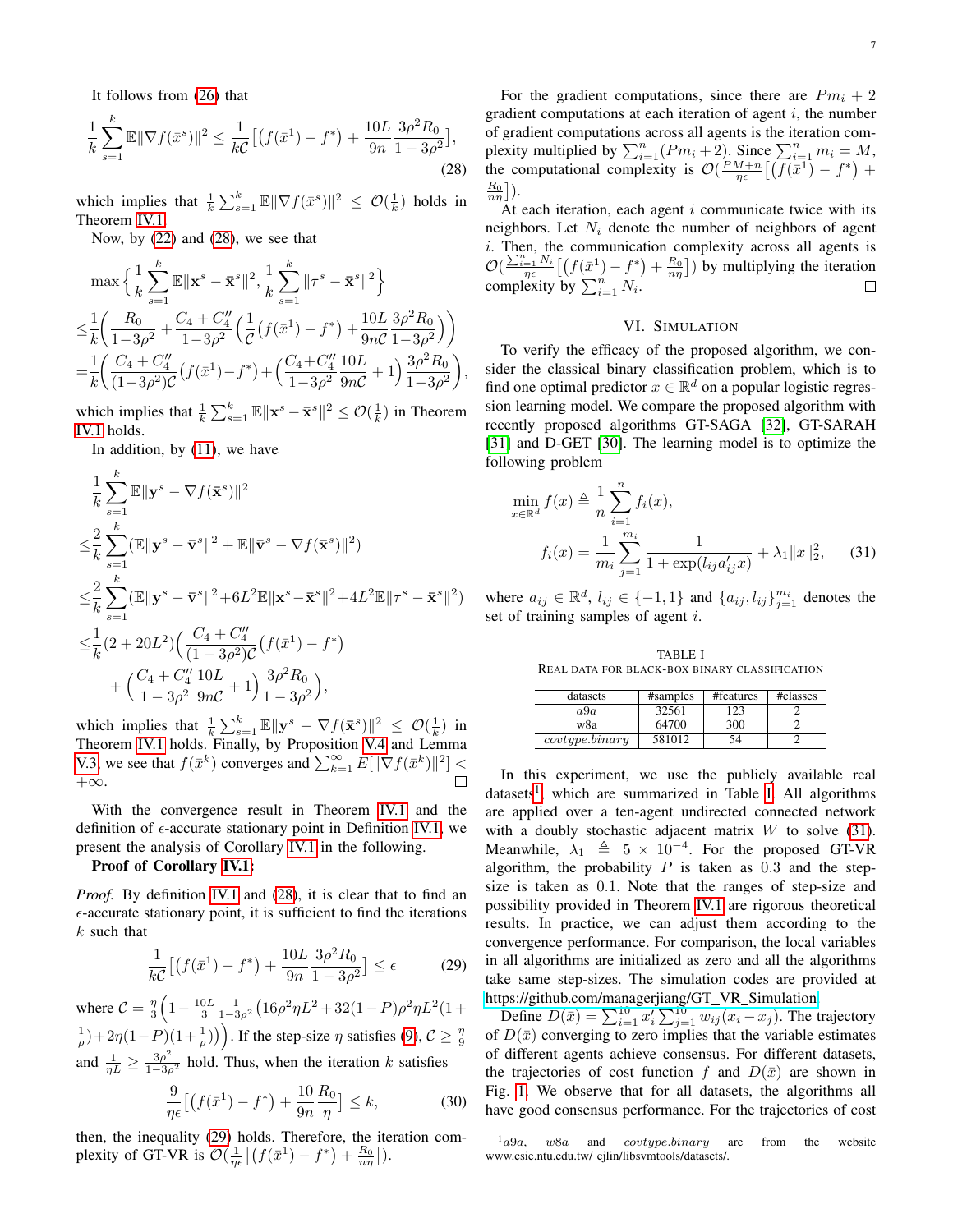It follows from (26) that

$$\frac{1}{k}\sum_{s=1}^{k}\mathbb{E}\|\nabla f(\bar{x}^s)\|^2 \le \frac{1}{k\mathcal{C}}\Big[\big(f(\bar{x}^1)-f^*\big)+\frac{10L}{9n}\frac{3\rho^2 R_0}{1-3\rho^2}\Big], \tag{28}$$

which implies that $\frac{1}{k}\sum_{s=1}^{k}\mathbb{E}\|\nabla f(\bar{x}^s)\|^2 \le \mathcal{O}(\frac{1}{k})$ holds in Theorem IV.1.

Now, by (22) and (28), we see that

$$\begin{aligned}
&\max\Big\{\frac{1}{k}\sum_{s=1}^{k}\mathbb{E}\|\mathbf{x}^s-\bar{\mathbf{x}}^s\|^2, \frac{1}{k}\sum_{s=1}^{k}\|\tau^s-\bar{\mathbf{x}}^s\|^2\Big\}\\
\le&\frac{1}{k}\Big(\frac{R_0}{1-3\rho^2}+\frac{C_4+C_4''}{1-3\rho^2}\Big(\frac{1}{\mathcal{C}}\big(f(\bar{x}^1)-f^*\big)+\frac{10L}{9n\mathcal{C}}\frac{3\rho^2R_0}{1-3\rho^2}\Big)\Big)\\
=&\frac{1}{k}\Big(\frac{C_4+C_4''}{(1-3\rho^2)\mathcal{C}}\big(f(\bar{x}^1)-f^*\big)+\Big(\frac{C_4+C_4''}{1-3\rho^2}\frac{10L}{9n\mathcal{C}}+1\Big)\frac{3\rho^2R_0}{1-3\rho^2}\Big),
\end{aligned}$$

which implies that $\frac{1}{k}\sum_{s=1}^{k}\mathbb{E}\|\mathbf{x}^s-\bar{\mathbf{x}}^s\|^2 \le \mathcal{O}(\frac{1}{k})$ in Theorem IV.1 holds.

In addition, by (11), we have

$$\begin{aligned}
&\frac{1}{k}\sum_{s=1}^{k}\mathbb{E}\|\mathbf{y}^s-\nabla f(\bar{\mathbf{x}}^s)\|^2\\
\le&\frac{2}{k}\sum_{s=1}^{k}(\mathbb{E}\|\mathbf{y}^s-\bar{\mathbf{v}}^s\|^2+\mathbb{E}\|\bar{\mathbf{v}}^s-\nabla f(\bar{\mathbf{x}}^s)\|^2)\\
\le&\frac{2}{k}\sum_{s=1}^{k}(\mathbb{E}\|\mathbf{y}^s-\bar{\mathbf{v}}^s\|^2+6L^2\mathbb{E}\|\mathbf{x}^s-\bar{\mathbf{x}}^s\|^2+4L^2\mathbb{E}\|\tau^s-\bar{\mathbf{x}}^s\|^2)\\
\le&\frac{1}{k}(2+20L^2)\Big(\frac{C_4+C_4''}{(1-3\rho^2)\mathcal{C}}\big(f(\bar{x}^1)-f^*\big)\\
&+\Big(\frac{C_4+C_4''}{1-3\rho^2}\frac{10L}{9n\mathcal{C}}+1\Big)\frac{3\rho^2R_0}{1-3\rho^2}\Big),
\end{aligned}$$

which implies that $\frac{1}{k}\sum_{s=1}^{k}\mathbb{E}\|\mathbf{y}^s-\nabla f(\bar{\mathbf{x}}^s)\|^2 \le \mathcal{O}(\frac{1}{k})$ in Theorem IV.1 holds. Finally, by Proposition V.4 and Lemma V.3, we see that $f(\bar{x}^k)$ converges and $\sum_{k=1}^{\infty}E[\|\nabla f(\bar{x}^k)\|^2] < +\infty$. ☐

With the convergence result in Theorem IV.1 and the definition of $\epsilon$-accurate stationary point in Definition IV.1, we present the analysis of Corollary IV.1 in the following.

**Proof of Corollary IV.1:**

*Proof.* By definition IV.1 and (28), it is clear that to find an $\epsilon$-accurate stationary point, it is sufficient to find the iterations $k$ such that

$$\frac{1}{k\mathcal{C}}\Big[\big(f(\bar{x}^1)-f^*\big)+\frac{10L}{9n}\frac{3\rho^2R_0}{1-3\rho^2}\Big] \le \epsilon \tag{29}$$

where $\mathcal{C}=\frac{\eta}{3}\Big(1-\frac{10L}{3}\frac{1}{1-3\rho^2}\big(16\rho^2\eta L^2+32(1-P)\rho^2\eta L^2(1+\frac{1}{\rho})+2\eta(1-P)(1+\frac{1}{\rho})\big)\Big)$. If the step-size $\eta$ satisfies (9), $\mathcal{C}\ge\frac{\eta}{9}$ and $\frac{1}{\eta L}\ge\frac{3\rho^2}{1-3\rho^2}$ hold. Thus, when the iteration $k$ satisfies

$$\frac{9}{\eta\epsilon}\Big[\big(f(\bar{x}^1)-f^*\big)+\frac{10}{9n}\frac{R_0}{\eta}\Big] \le k, \tag{30}$$

then, the inequality (29) holds. Therefore, the iteration complexity of GT-VR is $\mathcal{O}(\frac{1}{\eta\epsilon}\big[\big(f(\bar{x}^1)-f^*\big)+\frac{R_0}{n\eta}\big])$.

For the gradient computations, since there are $Pm_i+2$ gradient computations at each iteration of agent $i$, the number of gradient computations across all agents is the iteration complexity multiplied by $\sum_{i=1}^{n}(Pm_i+2)$. Since $\sum_{i=1}^{n}m_i=M$, the computational complexity is $\mathcal{O}(\frac{PM+n}{\eta\epsilon}\big[\big(f(\bar{x}^1)-f^*\big)+\frac{R_0}{n\eta}\big])$.

At each iteration, each agent $i$ communicate twice with its neighbors. Let $N_i$ denote the number of neighbors of agent $i$. Then, the communication complexity across all agents is $\mathcal{O}(\frac{\sum_{i=1}^{n}N_i}{\eta\epsilon}\big[\big(f(\bar{x}^1)-f^*\big)+\frac{R_0}{n\eta}\big])$ by multiplying the iteration complexity by $\sum_{i=1}^{n}N_i$. ☐

## VI. Simulation

To verify the efficacy of the proposed algorithm, we consider the classical binary classification problem, which is to find one optimal predictor $x\in\mathbb{R}^d$ on a popular logistic regression learning model. We compare the proposed algorithm with recently proposed algorithms GT-SAGA [32], GT-SARAH [31] and D-GET [30]. The learning model is to optimize the following problem

$$\begin{aligned}
&\min_{x\in\mathbb{R}^d} f(x)\triangleq\frac{1}{n}\sum_{i=1}^{n}f_i(x),\\
&f_i(x)=\frac{1}{m_i}\sum_{j=1}^{m_i}\frac{1}{1+\exp(l_{ij}a_{ij}'x)}+\lambda_1\|x\|_2^2,
\end{aligned}\tag{31}$$

where $a_{ij}\in\mathbb{R}^d$, $l_{ij}\in\{-1,1\}$ and $\{a_{ij},l_{ij}\}_{j=1}^{m_i}$ denotes the set of training samples of agent $i$.

TABLE I
Real data for black-box binary classification

| datasets | #samples | #features | #classes |
|---|---|---|---|
| *a9a* | 32561 | 123 | 2 |
| w8a | 64700 | 300 | 2 |
| *covtype.binary* | 581012 | 54 | 2 |

In this experiment, we use the publicly available real datasets[1], which are summarized in Table I. All algorithms are applied over a ten-agent undirected connected network with a doubly stochastic adjacent matrix $W$ to solve (31). Meanwhile, $\lambda_1\triangleq 5\times10^{-4}$. For the proposed GT-VR algorithm, the probability $P$ is taken as 0.3 and the step-size is taken as 0.1. Note that the ranges of step-size and possibility provided in Theorem IV.1 are rigorous theoretical results. In practice, we can adjust them according to the convergence performance. For comparison, the local variables in all algorithms are initialized as zero and all the algorithms take same step-sizes. The simulation codes are provided at https://github.com/managerjiang/GT_VR_Simulation.

Define $D(\bar{x})=\sum_{i=1}^{10}x_i'\sum_{j=1}^{10}w_{ij}(x_i-x_j)$. The trajectory of $D(\bar{x})$ converging to zero implies that the variable estimates of different agents achieve consensus. For different datasets, the trajectories of cost function $f$ and $D(\bar{x})$ are shown in Fig. 1. We observe that for all datasets, the algorithms all have good consensus performance. For the trajectories of cost

[1] *a9a*, *w8a* and *covtype.binary* are from the website www.csie.ntu.edu.tw/ cjlin/libsvmtools/datasets/.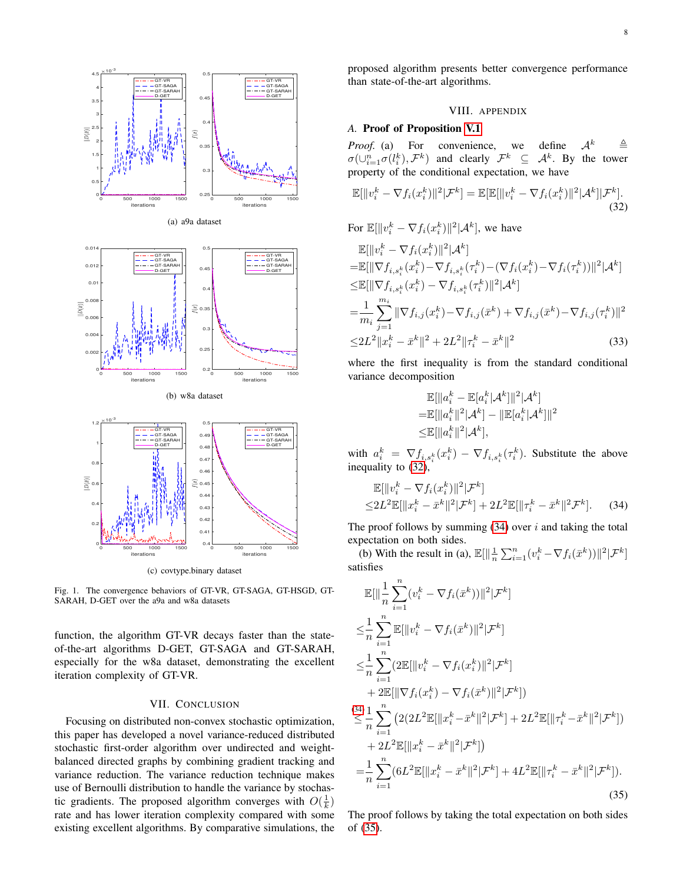(a) a9a dataset

(b) w8a dataset

(c) covtype.binary dataset

Fig. 1. The convergence behaviors of GT-VR, GT-SAGA, GT-HSGD, GT-SARAH, D-GET over the a9a and w8a datasets

function, the algorithm GT-VR decays faster than the state-of-the-art algorithms D-GET, GT-SAGA and GT-SARAH, especially for the w8a dataset, demonstrating the excellent iteration complexity of GT-VR.

## VII. Conclusion

Focusing on distributed non-convex stochastic optimization, this paper has developed a novel variance-reduced distributed stochastic first-order algorithm over undirected and weight-balanced directed graphs by combining gradient tracking and variance reduction. The variance reduction technique makes use of Bernoulli distribution to handle the variance by stochastic gradients. The proposed algorithm converges with $O(\frac{1}{k})$ rate and has lower iteration complexity compared with some existing excellent algorithms. By comparative simulations, the proposed algorithm presents better convergence performance than state-of-the-art algorithms.

## VIII. Appendix

### A. Proof of Proposition V.1

*Proof.* (a) For convenience, we define $\mathcal{A}^k \triangleq \sigma(\cup_{i=1}^n \sigma(l_i^k), \mathcal{F}^k)$ and clearly $\mathcal{F}^k \subseteq \mathcal{A}^k$. By the tower property of the conditional expectation, we have

$$\mathbb{E}[\|v_i^k - \nabla f_i(x_i^k)\|^2|\mathcal{F}^k] = \mathbb{E}[\mathbb{E}[\|v_i^k - \nabla f_i(x_i^k)\|^2|\mathcal{A}^k]|\mathcal{F}^k]. \tag{32}$$

For $\mathbb{E}[\|v_i^k - \nabla f_i(x_i^k)\|^2|\mathcal{A}^k]$, we have

$$\begin{aligned}
&\mathbb{E}[\|v_i^k - \nabla f_i(x_i^k)\|^2|\mathcal{A}^k] \\
=&\mathbb{E}[\|\nabla f_{i,s_i^k}(x_i^k) - \nabla f_{i,s_i^k}(\tau_i^k) - (\nabla f_i(x_i^k) - \nabla f_i(\tau_i^k))\|^2|\mathcal{A}^k] \\
\leq&\mathbb{E}[\|\nabla f_{i,s_i^k}(x_i^k) - \nabla f_{i,s_i^k}(\tau_i^k)\|^2|\mathcal{A}^k] \\
=&\frac{1}{m_i}\sum_{j=1}^{m_i}\|\nabla f_{i,j}(x_i^k) - \nabla f_{i,j}(\bar{x}^k) + \nabla f_{i,j}(\bar{x}^k) - \nabla f_{i,j}(\tau_i^k)\|^2 \\
\leq&2L^2\|x_i^k - \bar{x}^k\|^2 + 2L^2\|\tau_i^k - \bar{x}^k\|^2
\end{aligned} \tag{33}$$

where the first inequality is from the standard conditional variance decomposition

$$\begin{aligned}
&\mathbb{E}[\|a_i^k - \mathbb{E}[a_i^k|\mathcal{A}^k]\|^2|\mathcal{A}^k] \\
=&\mathbb{E}[\|a_i^k\|^2|\mathcal{A}^k] - \|\mathbb{E}[a_i^k|\mathcal{A}^k]\|^2 \\
\leq&\mathbb{E}[\|a_i^k\|^2|\mathcal{A}^k],
\end{aligned}$$

with $a_i^k = \nabla f_{i,s_i^k}(x_i^k) - \nabla f_{i,s_i^k}(\tau_i^k)$. Substitute the above inequality to (32),

$$\begin{aligned}
&\mathbb{E}[\|v_i^k - \nabla f_i(x_i^k)\|^2|\mathcal{F}^k] \\
\leq&2L^2\mathbb{E}[\|x_i^k - \bar{x}^k\|^2|\mathcal{F}^k] + 2L^2\mathbb{E}[\|\tau_i^k - \bar{x}^k\|^2\mathcal{F}^k].
\end{aligned} \tag{34}$$

The proof follows by summing (34) over $i$ and taking the total expectation on both sides.

(b) With the result in (a), $\mathbb{E}[\|\frac{1}{n}\sum_{i=1}^n(v_i^k - \nabla f_i(\bar{x}^k))\|^2|\mathcal{F}^k]$ satisfies

$$\begin{aligned}
&\mathbb{E}[\|\frac{1}{n}\sum_{i=1}^n(v_i^k - \nabla f_i(\bar{x}^k))\|^2|\mathcal{F}^k] \\
\leq&\frac{1}{n}\sum_{i=1}^n\mathbb{E}[\|v_i^k - \nabla f_i(\bar{x}^k)\|^2|\mathcal{F}^k] \\
\leq&\frac{1}{n}\sum_{i=1}^n(2\mathbb{E}[\|v_i^k - \nabla f_i(x_i^k)\|^2|\mathcal{F}^k] \\
&+ 2\mathbb{E}[\|\nabla f_i(x_i^k) - \nabla f_i(\bar{x}^k)\|^2|\mathcal{F}^k]) \\
\overset{(34)}{\leq}&\frac{1}{n}\sum_{i=1}^n\big(2(2L^2\mathbb{E}[\|x_i^k - \bar{x}^k\|^2|\mathcal{F}^k] + 2L^2\mathbb{E}[\|\tau_i^k - \bar{x}^k\|^2|\mathcal{F}^k]) \\
&+ 2L^2\mathbb{E}[\|x_i^k - \bar{x}^k\|^2|\mathcal{F}^k]\big) \\
=&\frac{1}{n}\sum_{i=1}^n(6L^2\mathbb{E}[\|x_i^k - \bar{x}^k\|^2|\mathcal{F}^k] + 4L^2\mathbb{E}[\|\tau_i^k - \bar{x}^k\|^2|\mathcal{F}^k]).
\end{aligned} \tag{35}$$

The proof follows by taking the total expectation on both sides of (35).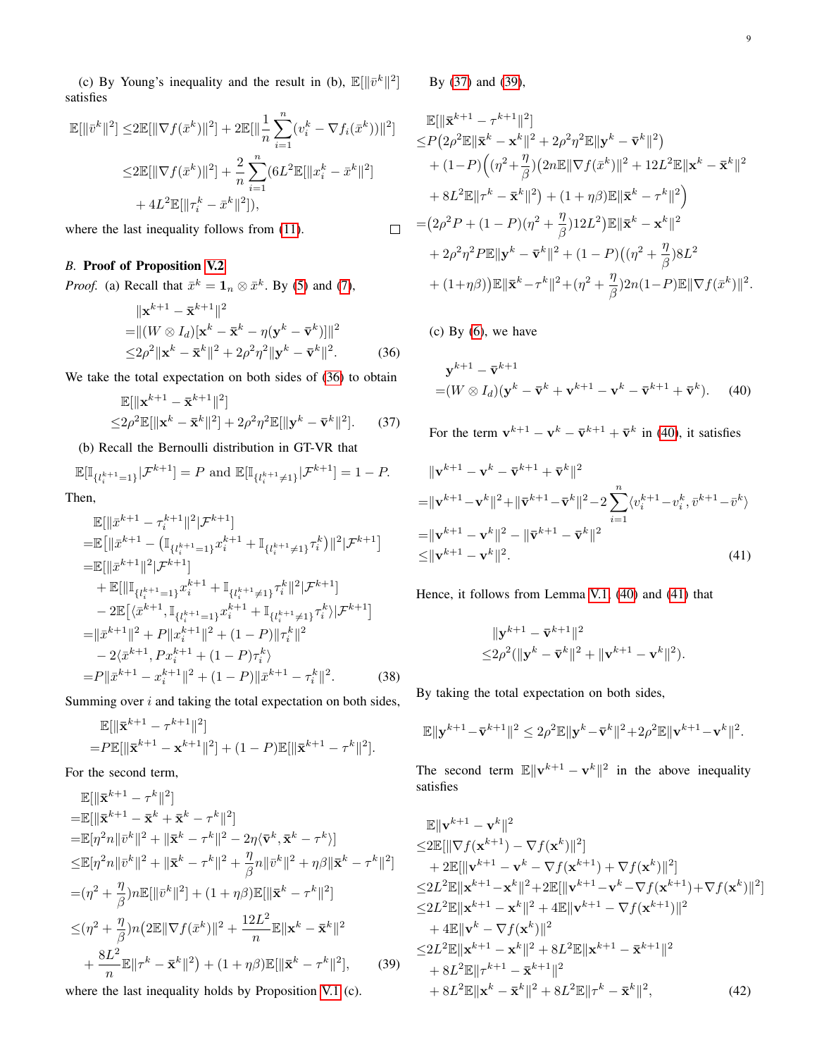(c) By Young's inequality and the result in (b), $\mathbb{E}[\|\bar{v}^k\|^2]$ satisfies

$$
\begin{aligned}
\mathbb{E}[\|\bar{v}^k\|^2] \leq& 2\mathbb{E}[\|\nabla f(\bar{x}^k)\|^2] + 2\mathbb{E}[\|\frac{1}{n}\sum_{i=1}^{n}(v_i^k - \nabla f_i(\bar{x}^k))\|^2] \\
\leq& 2\mathbb{E}[\|\nabla f(\bar{x}^k)\|^2] + \frac{2}{n}\sum_{i=1}^{n}(6L^2\mathbb{E}[\|x_i^k - \bar{x}^k\|^2] \\
&+ 4L^2\mathbb{E}[\|\tau_i^k - \bar{x}^k\|^2]),
\end{aligned}
$$

where the last inequality follows from (11). □

## B. Proof of Proposition V.2

*Proof.* (a) Recall that $\bar{x}^k = \mathbf{1}_n \otimes \bar{x}^k$. By (5) and (7),

$$
\begin{aligned}
&\|\mathbf{x}^{k+1} - \bar{\mathbf{x}}^{k+1}\|^2 \\
=&\|(W\otimes I_d)[\mathbf{x}^k - \bar{\mathbf{x}}^k - \eta(\mathbf{y}^k - \bar{\mathbf{v}}^k)]\|^2 \\
\leq& 2\rho^2\|\mathbf{x}^k - \bar{\mathbf{x}}^k\|^2 + 2\rho^2\eta^2\|\mathbf{y}^k - \bar{\mathbf{v}}^k\|^2. \qquad (36)
\end{aligned}
$$

We take the total expectation on both sides of (36) to obtain

$$
\begin{aligned}
&\mathbb{E}[\|\mathbf{x}^{k+1} - \bar{\mathbf{x}}^{k+1}\|^2] \\
\leq& 2\rho^2\mathbb{E}[\|\mathbf{x}^k - \bar{\mathbf{x}}^k\|^2] + 2\rho^2\eta^2\mathbb{E}[\|\mathbf{y}^k - \bar{\mathbf{v}}^k\|^2]. \qquad (37)
\end{aligned}
$$

(b) Recall the Bernoulli distribution in GT-VR that

$$
\mathbb{E}[\mathbb{I}_{\{l_i^{k+1}=1\}}|\mathcal{F}^{k+1}] = P \text{ and } \mathbb{E}[\mathbb{I}_{\{l_i^{k+1}\neq 1\}}|\mathcal{F}^{k+1}] = 1-P.
$$

Then,

$$
\begin{aligned}
&\mathbb{E}[\|\bar{x}^{k+1} - \tau_i^{k+1}\|^2|\mathcal{F}^{k+1}] \\
=&\mathbb{E}\big[\|\bar{x}^{k+1} - \big(\mathbb{I}_{\{l_i^{k+1}=1\}}x_i^{k+1} + \mathbb{I}_{\{l_i^{k+1}\neq 1\}}\tau_i^k\big)\|^2|\mathcal{F}^{k+1}\big] \\
=&\mathbb{E}[\|\bar{x}^{k+1}\|^2|\mathcal{F}^{k+1}] \\
&+ \mathbb{E}[\|\mathbb{I}_{\{l_i^{k+1}=1\}}x_i^{k+1} + \mathbb{I}_{\{l_i^{k+1}\neq 1\}}\tau_i^k\|^2|\mathcal{F}^{k+1}] \\
&- 2\mathbb{E}\big[\langle\bar{x}^{k+1}, \mathbb{I}_{\{l_i^{k+1}=1\}}x_i^{k+1} + \mathbb{I}_{\{l_i^{k+1}\neq 1\}}\tau_i^k\rangle|\mathcal{F}^{k+1}\big] \\
=&\|\bar{x}^{k+1}\|^2 + P\|x_i^{k+1}\|^2 + (1-P)\|\tau_i^k\|^2 \\
&- 2\langle\bar{x}^{k+1}, Px_i^{k+1} + (1-P)\tau_i^k\rangle \\
=&P\|\bar{x}^{k+1} - x_i^{k+1}\|^2 + (1-P)\|\bar{x}^{k+1} - \tau_i^k\|^2. \qquad (38)
\end{aligned}
$$

Summing over $i$ and taking the total expectation on both sides,

$$
\begin{aligned}
&\mathbb{E}[\|\bar{\mathbf{x}}^{k+1} - \tau^{k+1}\|^2] \\
=&P\mathbb{E}[\|\bar{\mathbf{x}}^{k+1} - \mathbf{x}^{k+1}\|^2] + (1-P)\mathbb{E}[\|\bar{\mathbf{x}}^{k+1} - \tau^k\|^2].
\end{aligned}
$$

For the second term,

$$
\begin{aligned}
&\mathbb{E}[\|\bar{\mathbf{x}}^{k+1} - \tau^k\|^2] \\
=&\mathbb{E}[\|\bar{\mathbf{x}}^{k+1} - \bar{\mathbf{x}}^k + \bar{\mathbf{x}}^k - \tau^k\|^2] \\
=&\mathbb{E}[\eta^2 n\|\bar{v}^k\|^2 + \|\bar{\mathbf{x}}^k - \tau^k\|^2 - 2\eta\langle\bar{\mathbf{v}}^k, \bar{\mathbf{x}}^k - \tau^k\rangle] \\
\leq&\mathbb{E}[\eta^2 n\|\bar{v}^k\|^2 + \|\bar{\mathbf{x}}^k - \tau^k\|^2 + \frac{\eta}{\beta}n\|\bar{v}^k\|^2 + \eta\beta\|\bar{\mathbf{x}}^k - \tau^k\|^2] \\
=&(\eta^2 + \frac{\eta}{\beta})n\mathbb{E}[\|\bar{v}^k\|^2] + (1+\eta\beta)\mathbb{E}[\|\bar{\mathbf{x}}^k - \tau^k\|^2] \\
\leq&(\eta^2 + \frac{\eta}{\beta})n\big(2\mathbb{E}\|\nabla f(\bar{x}^k)\|^2 + \frac{12L^2}{n}\mathbb{E}\|\mathbf{x}^k - \bar{\mathbf{x}}^k\|^2 \\
&+ \frac{8L^2}{n}\mathbb{E}\|\tau^k - \bar{\mathbf{x}}^k\|^2\big) + (1+\eta\beta)\mathbb{E}[\|\bar{\mathbf{x}}^k - \tau^k\|^2], \qquad (39)
\end{aligned}
$$

where the last inequality holds by Proposition V.1 (c).

By (37) and (39),

$$
\begin{aligned}
&\mathbb{E}[\|\bar{\mathbf{x}}^{k+1} - \tau^{k+1}\|^2] \\
\leq& P\big(2\rho^2\mathbb{E}\|\bar{\mathbf{x}}^k - \mathbf{x}^k\|^2 + 2\rho^2\eta^2\mathbb{E}\|\mathbf{y}^k - \bar{\mathbf{v}}^k\|^2\big) \\
&+ (1-P)\Big((\eta^2 + \frac{\eta}{\beta})\big(2n\mathbb{E}\|\nabla f(\bar{x}^k)\|^2 + 12L^2\mathbb{E}\|\mathbf{x}^k - \bar{\mathbf{x}}^k\|^2 \\
&+ 8L^2\mathbb{E}\|\tau^k - \bar{\mathbf{x}}^k\|^2\big) + (1+\eta\beta)\mathbb{E}\|\bar{\mathbf{x}}^k - \tau^k\|^2\Big) \\
=&\big(2\rho^2 P + (1-P)(\eta^2 + \frac{\eta}{\beta})12L^2\big)\mathbb{E}\|\bar{\mathbf{x}}^k - \mathbf{x}^k\|^2 \\
&+ 2\rho^2\eta^2 P\mathbb{E}\|\mathbf{y}^k - \bar{\mathbf{v}}^k\|^2 + (1-P)\big((\eta^2 + \frac{\eta}{\beta})8L^2 \\
&+ (1+\eta\beta)\big)\mathbb{E}\|\bar{\mathbf{x}}^k - \tau^k\|^2 + (\eta^2 + \frac{\eta}{\beta})2n(1-P)\mathbb{E}\|\nabla f(\bar{x}^k)\|^2.
\end{aligned}
$$

(c) By (6), we have

$$
\begin{aligned}
&\mathbf{y}^{k+1} - \bar{\mathbf{v}}^{k+1} \\
=&(W\otimes I_d)(\mathbf{y}^k - \bar{\mathbf{v}}^k + \mathbf{v}^{k+1} - \mathbf{v}^k - \bar{\mathbf{v}}^{k+1} + \bar{\mathbf{v}}^k). \qquad (40)
\end{aligned}
$$

For the term $\mathbf{v}^{k+1} - \mathbf{v}^k - \bar{\mathbf{v}}^{k+1} + \bar{\mathbf{v}}^k$ in (40), it satisfies

$$
\begin{aligned}
&\|\mathbf{v}^{k+1} - \mathbf{v}^k - \bar{\mathbf{v}}^{k+1} + \bar{\mathbf{v}}^k\|^2 \\
=&\|\mathbf{v}^{k+1} - \mathbf{v}^k\|^2 + \|\bar{\mathbf{v}}^{k+1} - \bar{\mathbf{v}}^k\|^2 - 2\sum_{i=1}^{n}\langle v_i^{k+1} - v_i^k, \bar{v}^{k+1} - \bar{v}^k\rangle \\
=&\|\mathbf{v}^{k+1} - \mathbf{v}^k\|^2 - \|\bar{\mathbf{v}}^{k+1} - \bar{\mathbf{v}}^k\|^2 \\
\leq&\|\mathbf{v}^{k+1} - \mathbf{v}^k\|^2. \qquad (41)
\end{aligned}
$$

Hence, it follows from Lemma V.1, (40) and (41) that

$$
\begin{aligned}
&\|\mathbf{y}^{k+1} - \bar{\mathbf{v}}^{k+1}\|^2 \\
\leq& 2\rho^2(\|\mathbf{y}^k - \bar{\mathbf{v}}^k\|^2 + \|\mathbf{v}^{k+1} - \mathbf{v}^k\|^2).
\end{aligned}
$$

By taking the total expectation on both sides,

$$
\mathbb{E}\|\mathbf{y}^{k+1} - \bar{\mathbf{v}}^{k+1}\|^2 \leq 2\rho^2\mathbb{E}\|\mathbf{y}^k - \bar{\mathbf{v}}^k\|^2 + 2\rho^2\mathbb{E}\|\mathbf{v}^{k+1} - \mathbf{v}^k\|^2.
$$

The second term $\mathbb{E}\|\mathbf{v}^{k+1} - \mathbf{v}^k\|^2$ in the above inequality satisfies

$$
\begin{aligned}
&\mathbb{E}\|\mathbf{v}^{k+1} - \mathbf{v}^k\|^2 \\
\leq& 2\mathbb{E}[\|\nabla f(\mathbf{x}^{k+1}) - \nabla f(\mathbf{x}^k)\|^2] \\
&+ 2\mathbb{E}[\|\mathbf{v}^{k+1} - \mathbf{v}^k - \nabla f(\mathbf{x}^{k+1}) + \nabla f(\mathbf{x}^k)\|^2] \\
\leq& 2L^2\mathbb{E}\|\mathbf{x}^{k+1} - \mathbf{x}^k\|^2 + 2\mathbb{E}[\|\mathbf{v}^{k+1} - \mathbf{v}^k - \nabla f(\mathbf{x}^{k+1}) + \nabla f(\mathbf{x}^k)\|^2] \\
\leq& 2L^2\mathbb{E}\|\mathbf{x}^{k+1} - \mathbf{x}^k\|^2 + 4\mathbb{E}\|\mathbf{v}^{k+1} - \nabla f(\mathbf{x}^{k+1})\|^2 \\
&+ 4\mathbb{E}\|\mathbf{v}^k - \nabla f(\mathbf{x}^k)\|^2 \\
\leq& 2L^2\mathbb{E}\|\mathbf{x}^{k+1} - \mathbf{x}^k\|^2 + 8L^2\mathbb{E}\|\mathbf{x}^{k+1} - \bar{\mathbf{x}}^{k+1}\|^2 \\
&+ 8L^2\mathbb{E}\|\tau^{k+1} - \bar{\mathbf{x}}^{k+1}\|^2 \\
&+ 8L^2\mathbb{E}\|\mathbf{x}^k - \bar{\mathbf{x}}^k\|^2 + 8L^2\mathbb{E}\|\tau^k - \bar{\mathbf{x}}^k\|^2, \qquad (42)
\end{aligned}
$$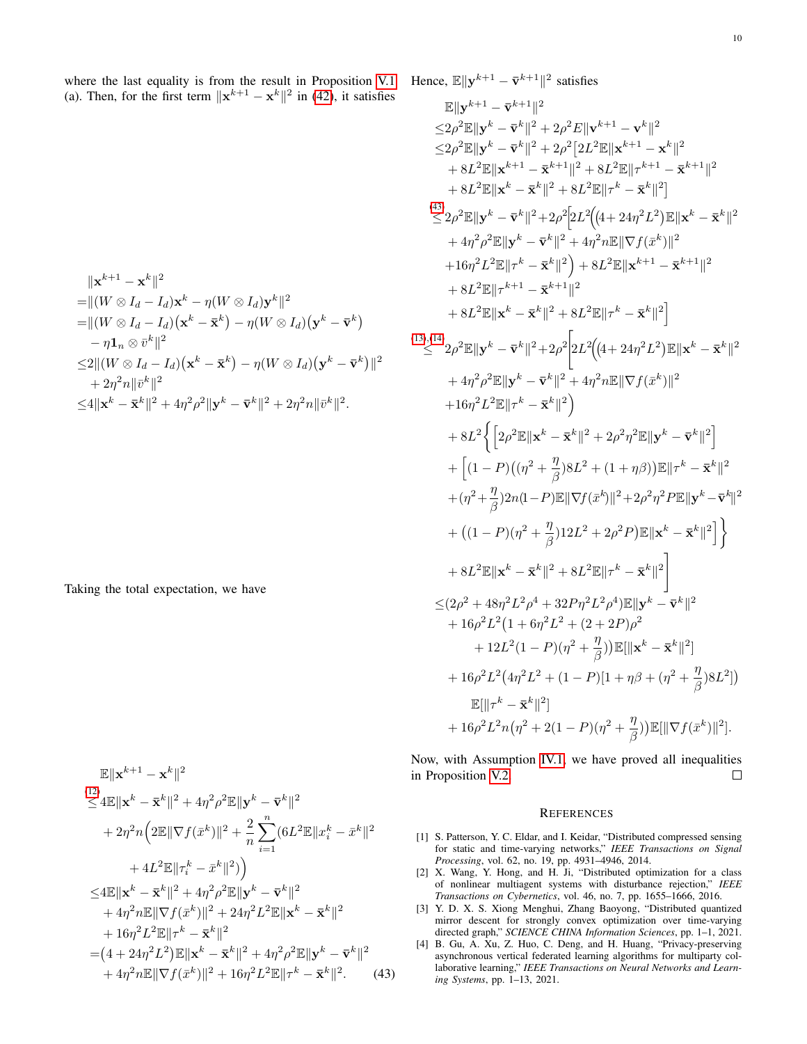where the last equality is from the result in Proposition V.1 (a). Then, for the first term $\|\mathbf{x}^{k+1} - \mathbf{x}^k\|^2$ in (42), it satisfies

$$
\begin{aligned}
&\|\mathbf{x}^{k+1} - \mathbf{x}^k\|^2 \\
=&\|(W \otimes I_d - I_d)\mathbf{x}^k - \eta(W \otimes I_d)\mathbf{y}^k\|^2 \\
=&\|(W \otimes I_d - I_d)\big(\mathbf{x}^k - \bar{\mathbf{x}}^k\big) - \eta(W \otimes I_d)\big(\mathbf{y}^k - \bar{\mathbf{v}}^k\big) \\
&- \eta \mathbf{1}_n \otimes \bar{v}^k\|^2 \\
\leq& 2\|(W \otimes I_d - I_d)\big(\mathbf{x}^k - \bar{\mathbf{x}}^k\big) - \eta(W \otimes I_d)\big(\mathbf{y}^k - \bar{\mathbf{v}}^k\big)\|^2 \\
&+ 2\eta^2 n\|\bar{v}^k\|^2 \\
\leq& 4\|\mathbf{x}^k - \bar{\mathbf{x}}^k\|^2 + 4\eta^2\rho^2\|\mathbf{y}^k - \bar{\mathbf{v}}^k\|^2 + 2\eta^2 n\|\bar{v}^k\|^2.
\end{aligned}
$$

Taking the total expectation, we have

$$
\begin{aligned}
&\mathbb{E}\|\mathbf{x}^{k+1} - \mathbf{x}^k\|^2 \\
\overset{(12)}{\leq}& 4\mathbb{E}\|\mathbf{x}^k - \bar{\mathbf{x}}^k\|^2 + 4\eta^2\rho^2\mathbb{E}\|\mathbf{y}^k - \bar{\mathbf{v}}^k\|^2 \\
&+ 2\eta^2 n\Big(2\mathbb{E}\|\nabla f(\bar{x}^k)\|^2 + \frac{2}{n}\sum_{i=1}^{n}(6L^2\mathbb{E}\|x_i^k - \bar{x}^k\|^2 \\
&\quad + 4L^2\mathbb{E}\|\tau_i^k - \bar{x}^k\|^2)\Big) \\
\leq& 4\mathbb{E}\|\mathbf{x}^k - \bar{\mathbf{x}}^k\|^2 + 4\eta^2\rho^2\mathbb{E}\|\mathbf{y}^k - \bar{\mathbf{v}}^k\|^2 \\
&+ 4\eta^2 n\mathbb{E}\|\nabla f(\bar{x}^k)\|^2 + 24\eta^2 L^2\mathbb{E}\|\mathbf{x}^k - \bar{\mathbf{x}}^k\|^2 \\
&+ 16\eta^2 L^2\mathbb{E}\|\tau^k - \bar{\mathbf{x}}^k\|^2 \\
=&\big(4 + 24\eta^2 L^2\big)\mathbb{E}\|\mathbf{x}^k - \bar{\mathbf{x}}^k\|^2 + 4\eta^2\rho^2\mathbb{E}\|\mathbf{y}^k - \bar{\mathbf{v}}^k\|^2 \\
&+ 4\eta^2 n\mathbb{E}\|\nabla f(\bar{x}^k)\|^2 + 16\eta^2 L^2\mathbb{E}\|\tau^k - \bar{\mathbf{x}}^k\|^2. \qquad (43)
\end{aligned}
$$

Hence, $\mathbb{E}\|\mathbf{y}^{k+1} - \bar{\mathbf{v}}^{k+1}\|^2$ satisfies

$$
\begin{aligned}
&\mathbb{E}\|\mathbf{y}^{k+1} - \bar{\mathbf{v}}^{k+1}\|^2 \\
\leq& 2\rho^2\mathbb{E}\|\mathbf{y}^k - \bar{\mathbf{v}}^k\|^2 + 2\rho^2 E\|\mathbf{v}^{k+1} - \mathbf{v}^k\|^2 \\
\leq& 2\rho^2\mathbb{E}\|\mathbf{y}^k - \bar{\mathbf{v}}^k\|^2 + 2\rho^2\big[2L^2\mathbb{E}\|\mathbf{x}^{k+1} - \mathbf{x}^k\|^2 \\
&+ 8L^2\mathbb{E}\|\mathbf{x}^{k+1} - \bar{\mathbf{x}}^{k+1}\|^2 + 8L^2\mathbb{E}\|\tau^{k+1} - \bar{\mathbf{x}}^{k+1}\|^2 \\
&+ 8L^2\mathbb{E}\|\mathbf{x}^k - \bar{\mathbf{x}}^k\|^2 + 8L^2\mathbb{E}\|\tau^k - \bar{\mathbf{x}}^k\|^2\big] \\
\overset{(43)}{\leq}& 2\rho^2\mathbb{E}\|\mathbf{y}^k - \bar{\mathbf{v}}^k\|^2 + 2\rho^2\Big[2L^2\Big(\big(4 + 24\eta^2 L^2\big)\mathbb{E}\|\mathbf{x}^k - \bar{\mathbf{x}}^k\|^2 \\
&+ 4\eta^2\rho^2\mathbb{E}\|\mathbf{y}^k - \bar{\mathbf{v}}^k\|^2 + 4\eta^2 n\mathbb{E}\|\nabla f(\bar{x}^k)\|^2 \\
&+ 16\eta^2 L^2\mathbb{E}\|\tau^k - \bar{\mathbf{x}}^k\|^2\Big) + 8L^2\mathbb{E}\|\mathbf{x}^{k+1} - \bar{\mathbf{x}}^{k+1}\|^2 \\
&+ 8L^2\mathbb{E}\|\tau^{k+1} - \bar{\mathbf{x}}^{k+1}\|^2 \\
&+ 8L^2\mathbb{E}\|\mathbf{x}^k - \bar{\mathbf{x}}^k\|^2 + 8L^2\mathbb{E}\|\tau^k - \bar{\mathbf{x}}^k\|^2\Big] \\
\overset{(13),(14)}{\leq}& 2\rho^2\mathbb{E}\|\mathbf{y}^k - \bar{\mathbf{v}}^k\|^2 + 2\rho^2\Bigg[2L^2\Big(\big(4 + 24\eta^2 L^2\big)\mathbb{E}\|\mathbf{x}^k - \bar{\mathbf{x}}^k\|^2 \\
&+ 4\eta^2\rho^2\mathbb{E}\|\mathbf{y}^k - \bar{\mathbf{v}}^k\|^2 + 4\eta^2 n\mathbb{E}\|\nabla f(\bar{x}^k)\|^2 \\
&+ 16\eta^2 L^2\mathbb{E}\|\tau^k - \bar{\mathbf{x}}^k\|^2\Big) \\
&+ 8L^2\Bigg\{\Big[2\rho^2\mathbb{E}\|\mathbf{x}^k - \bar{\mathbf{x}}^k\|^2 + 2\rho^2\eta^2\mathbb{E}\|\mathbf{y}^k - \bar{\mathbf{v}}^k\|^2\Big] \\
&+ \Big[(1-P)\big((\eta^2 + \frac{\eta}{\beta})8L^2 + (1 + \eta\beta)\big)\mathbb{E}\|\tau^k - \bar{\mathbf{x}}^k\|^2 \\
&+ (\eta^2 + \frac{\eta}{\beta})2n(1-P)\mathbb{E}\|\nabla f(\bar{x}^k)\|^2 + 2\rho^2\eta^2 P\mathbb{E}\|\mathbf{y}^k - \bar{\mathbf{v}}^k\|^2 \\
&+ \big((1-P)(\eta^2 + \frac{\eta}{\beta})12L^2 + 2\rho^2 P\big)\mathbb{E}\|\mathbf{x}^k - \bar{\mathbf{x}}^k\|^2\Big]\Bigg\} \\
&+ 8L^2\mathbb{E}\|\mathbf{x}^k - \bar{\mathbf{x}}^k\|^2 + 8L^2\mathbb{E}\|\tau^k - \bar{\mathbf{x}}^k\|^2\Bigg] \\
\leq& (2\rho^2 + 48\eta^2 L^2\rho^4 + 32P\eta^2 L^2\rho^4)\mathbb{E}\|\mathbf{y}^k - \bar{\mathbf{v}}^k\|^2 \\
&+ 16\rho^2 L^2\big(1 + 6\eta^2 L^2 + (2 + 2P)\rho^2 \\
&\quad + 12L^2(1-P)(\eta^2 + \frac{\eta}{\beta})\big)\mathbb{E}[\|\mathbf{x}^k - \bar{\mathbf{x}}^k\|^2] \\
&+ 16\rho^2 L^2\big(4\eta^2 L^2 + (1-P)[1 + \eta\beta + (\eta^2 + \frac{\eta}{\beta})8L^2]\big) \\
&\quad \mathbb{E}[\|\tau^k - \bar{\mathbf{x}}^k\|^2] \\
&+ 16\rho^2 L^2 n\big(\eta^2 + 2(1-P)(\eta^2 + \frac{\eta}{\beta})\big)\mathbb{E}[\|\nabla f(\bar{x}^k)\|^2].
\end{aligned}
$$

Now, with Assumption IV.1, we have proved all inequalities in Proposition V.2. $\square$

## References

[1] S. Patterson, Y. C. Eldar, and I. Keidar, "Distributed compressed sensing for static and time-varying networks," *IEEE Transactions on Signal Processing*, vol. 62, no. 19, pp. 4931–4946, 2014.

[2] X. Wang, Y. Hong, and H. Ji, "Distributed optimization for a class of nonlinear multiagent systems with disturbance rejection," *IEEE Transactions on Cybernetics*, vol. 46, no. 7, pp. 1655–1666, 2016.

[3] Y. D. X. S. Xiong Menghui, Zhang Baoyong, "Distributed quantized mirror descent for strongly convex optimization over time-varying directed graph," *SCIENCE CHINA Information Sciences*, pp. 1–1, 2021.

[4] B. Gu, A. Xu, Z. Huo, C. Deng, and H. Huang, "Privacy-preserving asynchronous vertical federated learning algorithms for multiparty collaborative learning," *IEEE Transactions on Neural Networks and Learning Systems*, pp. 1–13, 2021.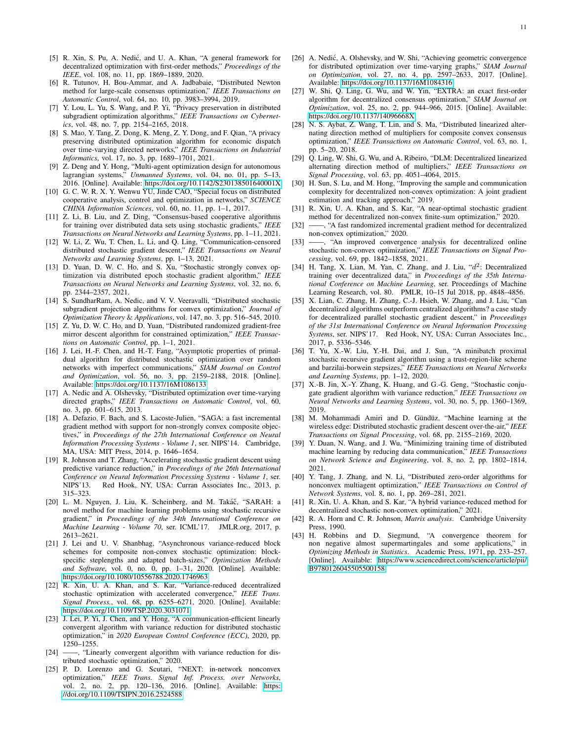[5] R. Xin, S. Pu, A. Nedić, and U. A. Khan, "A general framework for decentralized optimization with first-order methods," *Proceedings of the IEEE*, vol. 108, no. 11, pp. 1869–1889, 2020.

[6] R. Tutunov, H. Bou-Ammar, and A. Jadbabaie, "Distributed Newton method for large-scale consensus optimization," *IEEE Transactions on Automatic Control*, vol. 64, no. 10, pp. 3983–3994, 2019.

[7] Y. Lou, L. Yu, S. Wang, and P. Yi, "Privacy preservation in distributed subgradient optimization algorithms," *IEEE Transactions on Cybernetics*, vol. 48, no. 7, pp. 2154–2165, 2018.

[8] S. Mao, Y. Tang, Z. Dong, K. Meng, Z. Y. Dong, and F. Qian, "A privacy preserving distributed optimization algorithm for economic dispatch over time-varying directed networks," *IEEE Transactions on Industrial Informatics*, vol. 17, no. 3, pp. 1689–1701, 2021.

[9] Z. Deng and Y. Hong, "Multi-agent optimization design for autonomous lagrangian systems," *Unmanned Systems*, vol. 04, no. 01, pp. 5–13, 2016. [Online]. Available: https://doi.org/10.1142/S230138501640001X

[10] G. C. W. R. X. Y. Wenwu YU, Jinde CAO, "Special focus on distributed cooperative analysis, control and optimization in networks," *SCIENCE CHINA Information Sciences*, vol. 60, no. 11, pp. 1–1, 2017.

[11] Z. Li, B. Liu, and Z. Ding, "Consensus-based cooperative algorithms for training over distributed data sets using stochastic gradients," *IEEE Transactions on Neural Networks and Learning Systems*, pp. 1–11, 2021.

[12] W. Li, Z. Wu, T. Chen, L. Li, and Q. Ling, "Communication-censored distributed stochastic gradient descent," *IEEE Transactions on Neural Networks and Learning Systems*, pp. 1–13, 2021.

[13] D. Yuan, D. W. C. Ho, and S. Xu, "Stochastic strongly convex optimization via distributed epoch stochastic gradient algorithm," *IEEE Transactions on Neural Networks and Learning Systems*, vol. 32, no. 6, pp. 2344–2357, 2021.

[14] S. SundharRam, A. Nedic, and V. V. Veeravalli, "Distributed stochastic subgradient projection algorithms for convex optimization," *Journal of Optimization Theory & Applications*, vol. 147, no. 3, pp. 516–545, 2010.

[15] Z. Yu, D. W. C. Ho, and D. Yuan, "Distributed randomized gradient-free mirror descent algorithm for constrained optimization," *IEEE Transactions on Automatic Control*, pp. 1–1, 2021.

[16] J. Lei, H.-F. Chen, and H.-T. Fang, "Asymptotic properties of primal-dual algorithm for distributed stochastic optimization over random networks with imperfect communications," *SIAM Journal on Control and Optimization*, vol. 56, no. 3, pp. 2159–2188, 2018. [Online]. Available: https://doi.org/10.1137/16M1086133

[17] A. Nedic and A. Olshevsky, "Distributed optimization over time-varying directed graphs," *IEEE Transactions on Automatic Control*, vol. 60, no. 3, pp. 601–615, 2013.

[18] A. Defazio, F. Bach, and S. Lacoste-Julien, "SAGA: a fast incremental gradient method with support for non-strongly convex composite objectives," in *Proceedings of the 27th International Conference on Neural Information Processing Systems - Volume 1*, ser. NIPS'14. Cambridge, MA, USA: MIT Press, 2014, p. 1646–1654.

[19] R. Johnson and T. Zhang, "Accelerating stochastic gradient descent using predictive variance reduction," in *Proceedings of the 26th International Conference on Neural Information Processing Systems - Volume 1*, ser. NIPS'13. Red Hook, NY, USA: Curran Associates Inc., 2013, p. 315–323.

[20] L. M. Nguyen, J. Liu, K. Scheinberg, and M. Takáč, "SARAH: a novel method for machine learning problems using stochastic recursive gradient," in *Proceedings of the 34th International Conference on Machine Learning - Volume 70*, ser. ICML'17. JMLR.org, 2017, p. 2613–2621.

[21] J. Lei and U. V. Shanbhag, "Asynchronous variance-reduced block schemes for composite non-convex stochastic optimization: block-specific steplengths and adapted batch-sizes," *Optimization Methods and Software*, vol. 0, no. 0, pp. 1–31, 2020. [Online]. Available: https://doi.org/10.1080/10556788.2020.1746963

[22] R. Xin, U. A. Khan, and S. Kar, "Variance-reduced decentralized stochastic optimization with accelerated convergence," *IEEE Trans. Signal Process.*, vol. 68, pp. 6255–6271, 2020. [Online]. Available: https://doi.org/10.1109/TSP.2020.3031071

[23] J. Lei, P. Yi, J. Chen, and Y. Hong, "A communication-efficient linearly convergent algorithm with variance reduction for distributed stochastic optimization," in *2020 European Control Conference (ECC)*, 2020, pp. 1250–1255.

[24] ——, "Linearly convergent algorithm with variance reduction for distributed stochastic optimization," 2020.

[25] P. D. Lorenzo and G. Scutari, "NEXT: in-network nonconvex optimization," *IEEE Trans. Signal Inf. Process. over Networks*, vol. 2, no. 2, pp. 120–136, 2016. [Online]. Available: https://doi.org/10.1109/TSIPN.2016.2524588

[26] A. Nedić, A. Olshevsky, and W. Shi, "Achieving geometric convergence for distributed optimization over time-varying graphs," *SIAM Journal on Optimization*, vol. 27, no. 4, pp. 2597–2633, 2017. [Online]. Available: https://doi.org/10.1137/16M1084316

[27] W. Shi, Q. Ling, G. Wu, and W. Yin, "EXTRA: an exact first-order algorithm for decentralized consensus optimization," *SIAM Journal on Optimization*, vol. 25, no. 2, pp. 944–966, 2015. [Online]. Available: https://doi.org/10.1137/14096668X

[28] N. S. Aybat, Z. Wang, T. Lin, and S. Ma, "Distributed linearized alternating direction method of multipliers for composite convex consensus optimization," *IEEE Transactions on Automatic Control*, vol. 63, no. 1, pp. 5–20, 2018.

[29] Q. Ling, W. Shi, G. Wu, and A. Ribeiro, "DLM: Decentralized linearized alternating direction method of multipliers," *IEEE Transactions on Signal Processing*, vol. 63, pp. 4051–4064, 2015.

[30] H. Sun, S. Lu, and M. Hong, "Improving the sample and communication complexity for decentralized non-convex optimization: A joint gradient estimation and tracking approach," 2019.

[31] R. Xin, U. A. Khan, and S. Kar, "A near-optimal stochastic gradient method for decentralized non-convex finite-sum optimization," 2020.

[32] ——, "A fast randomized incremental gradient method for decentralized non-convex optimization," 2020.

[33] ——, "An improved convergence analysis for decentralized online stochastic non-convex optimization," *IEEE Transactions on Signal Processing*, vol. 69, pp. 1842–1858, 2021.

[34] H. Tang, X. Lian, M. Yan, C. Zhang, and J. Liu, "$d^2$: Decentralized training over decentralized data," in *Proceedings of the 35th International Conference on Machine Learning*, ser. Proceedings of Machine Learning Research, vol. 80. PMLR, 10–15 Jul 2018, pp. 4848–4856.

[35] X. Lian, C. Zhang, H. Zhang, C.-J. Hsieh, W. Zhang, and J. Liu, "Can decentralized algorithms outperform centralized algorithms? a case study for decentralized parallel stochastic gradient descent," in *Proceedings of the 31st International Conference on Neural Information Processing Systems*, ser. NIPS'17. Red Hook, NY, USA: Curran Associates Inc., 2017, p. 5336–5346.

[36] T. Yu, X.-W. Liu, Y.-H. Dai, and J. Sun, "A minibatch proximal stochastic recursive gradient algorithm using a trust-region-like scheme and barzilai-borwein stepsizes," *IEEE Transactions on Neural Networks and Learning Systems*, pp. 1–12, 2020.

[37] X.-B. Jin, X.-Y. Zhang, K. Huang, and G.-G. Geng, "Stochastic conjugate gradient algorithm with variance reduction," *IEEE Transactions on Neural Networks and Learning Systems*, vol. 30, no. 5, pp. 1360–1369, 2019.

[38] M. Mohammadi Amiri and D. Gündüz, "Machine learning at the wireless edge: Distributed stochastic gradient descent over-the-air," *IEEE Transactions on Signal Processing*, vol. 68, pp. 2155–2169, 2020.

[39] Y. Duan, N. Wang, and J. Wu, "Minimizing training time of distributed machine learning by reducing data communication," *IEEE Transactions on Network Science and Engineering*, vol. 8, no. 2, pp. 1802–1814, 2021.

[40] Y. Tang, J. Zhang, and N. Li, "Distributed zero-order algorithms for nonconvex multiagent optimization," *IEEE Transactions on Control of Network Systems*, vol. 8, no. 1, pp. 269–281, 2021.

[41] R. Xin, U. A. Khan, and S. Kar, "A hybrid variance-reduced method for decentralized stochastic non-convex optimization," 2021.

[42] R. A. Horn and C. R. Johnson, *Matrix analysis*. Cambridge University Press, 1990.

[43] H. Robbins and D. Siegmund, "A convergence theorem for non negative almost supermartingales and some applications," in *Optimizing Methods in Statistics*. Academic Press, 1971, pp. 233–257. [Online]. Available: https://www.sciencedirect.com/science/article/pii/B9780126045505500158